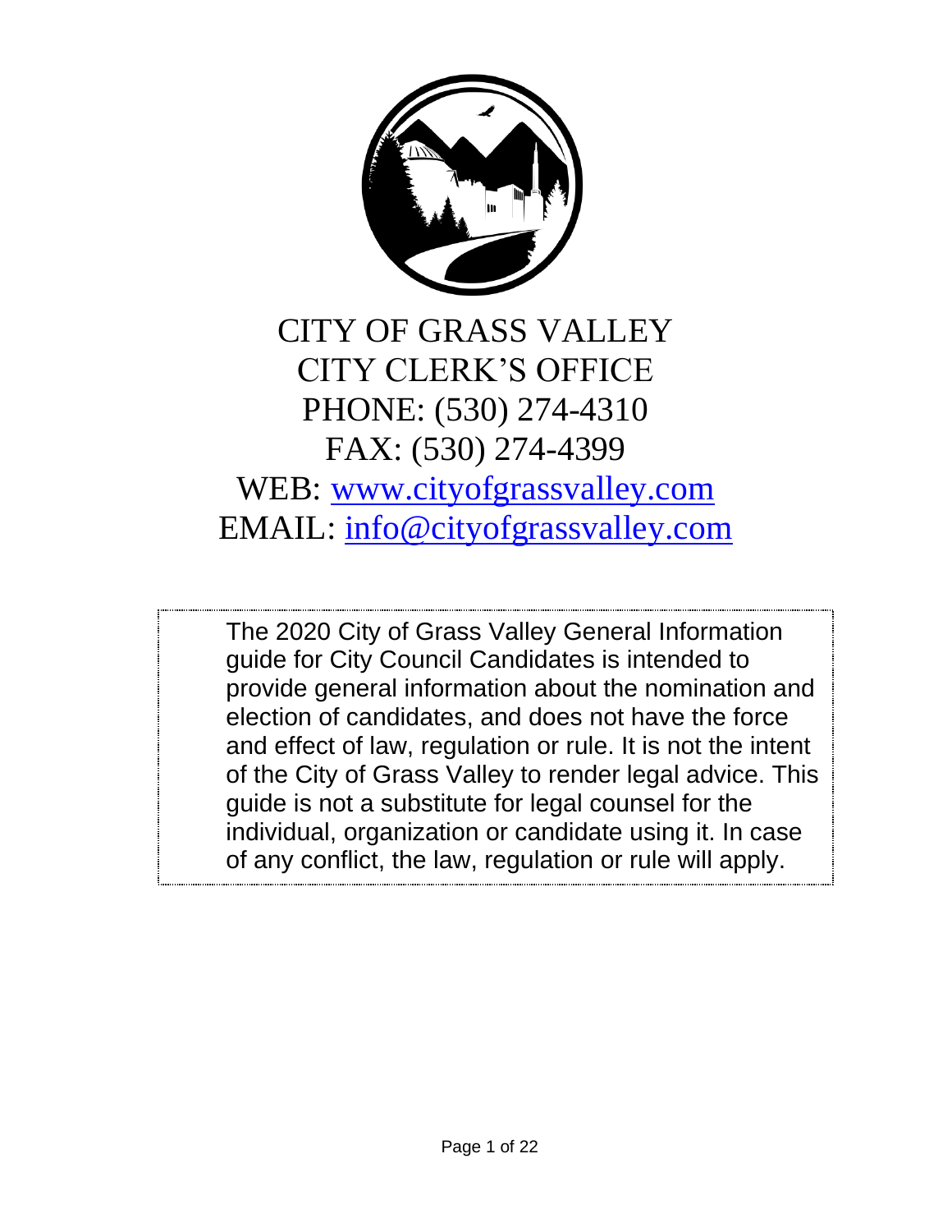# CITY OF GRASS VALLEY

## CITY CLERK'S OFFICE

PHONE: (530) 274-4310

FAX: (530) 274-4399

WEB: [www.cityofgrassvalley.com](http://www.cityofgrassvalley.com)

EMAIL: [info@cityofgrassvalley.com](mailto:info@cityofgrassvalley.com)

The 2020 City of Grass Valley General Information guide for City Council Candidates is intended to provide general information about the nomination and election of candidates, and does not have the force and effect of law, regulation or rule. It is not the intent of the City of Grass Valley to render legal advice. This guide is not a substitute for legal counsel for the individual, organization or candidate using it. In case of any conflict, the law, regulation or rule will apply.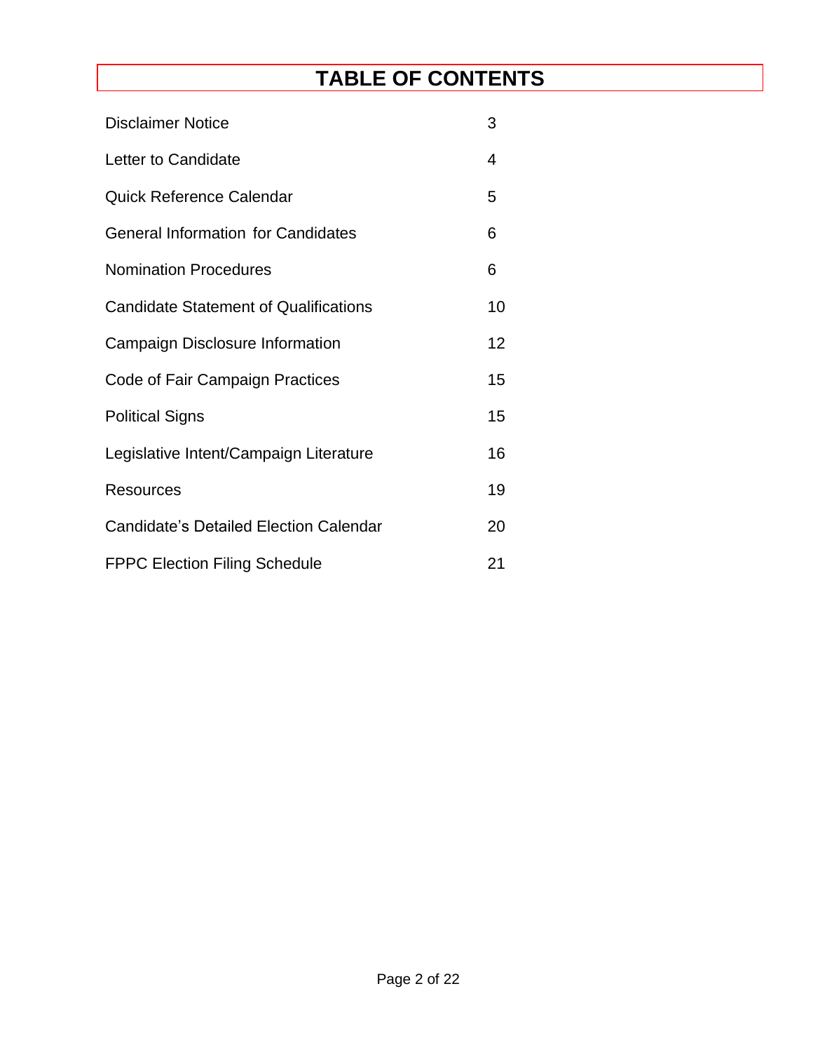# TABLE OF CONTENTS

| | |
|---|---|
| Disclaimer Notice | 3 |
| Letter to Candidate | 4 |
| Quick Reference Calendar | 5 |
| General Information for Candidates | 6 |
| Nomination Procedures | 6 |
| Candidate Statement of Qualifications | 10 |
| Campaign Disclosure Information | 12 |
| Code of Fair Campaign Practices | 15 |
| Political Signs | 15 |
| Legislative Intent/Campaign Literature | 16 |
| Resources | 19 |
| Candidate's Detailed Election Calendar | 20 |
| FPPC Election Filing Schedule | 21 |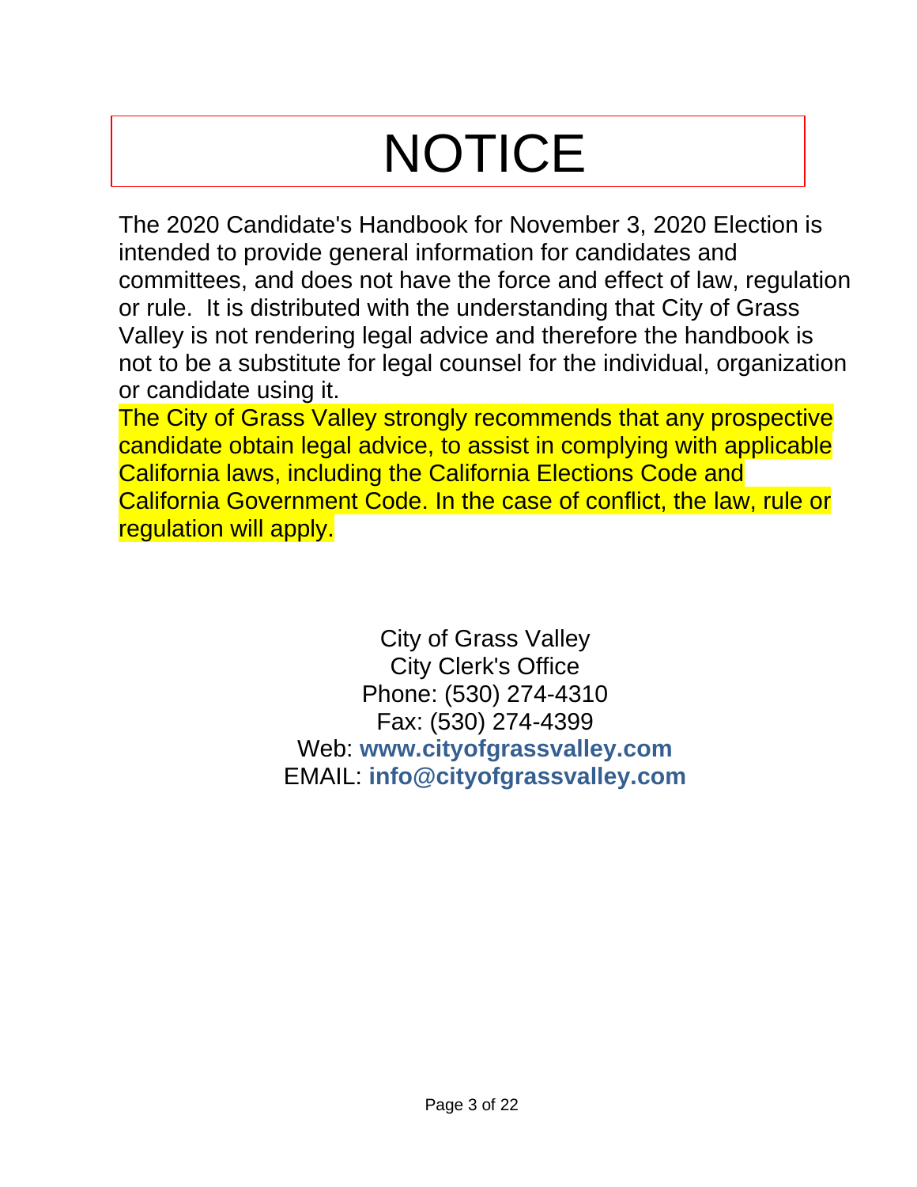# NOTICE

The 2020 Candidate's Handbook for November 3, 2020 Election is intended to provide general information for candidates and committees, and does not have the force and effect of law, regulation or rule. It is distributed with the understanding that City of Grass Valley is not rendering legal advice and therefore the handbook is not to be a substitute for legal counsel for the individual, organization or candidate using it.

The City of Grass Valley strongly recommends that any prospective candidate obtain legal advice, to assist in complying with applicable California laws, including the California Elections Code and California Government Code. In the case of conflict, the law, rule or regulation will apply.

City of Grass Valley
City Clerk's Office
Phone: (530) 274-4310
Fax: (530) 274-4399
Web: **www.cityofgrassvalley.com**
EMAIL: **info@cityofgrassvalley.com**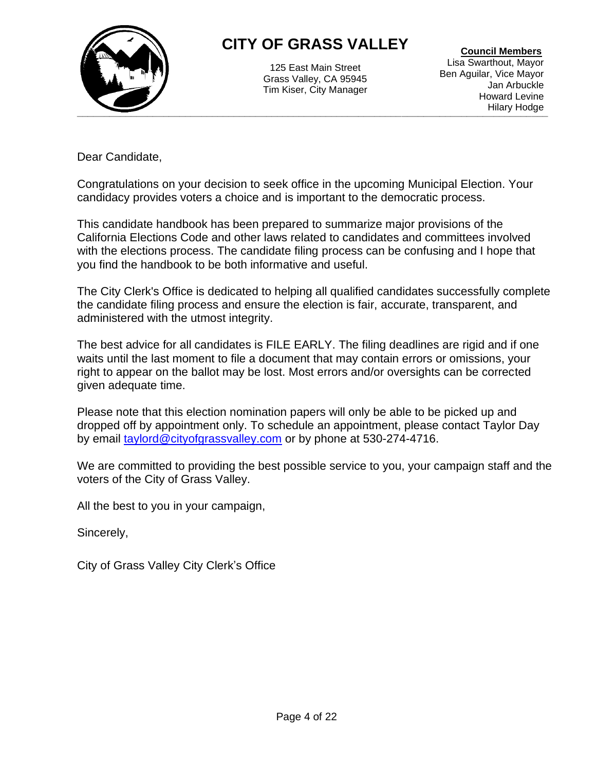# CITY OF GRASS VALLEY

125 East Main Street
Grass Valley, CA 95945
Tim Kiser, City Manager

**Council Members**
Lisa Swarthout, Mayor
Ben Aguilar, Vice Mayor
Jan Arbuckle
Howard Levine
Hilary Hodge

---

Dear Candidate,

Congratulations on your decision to seek office in the upcoming Municipal Election. Your candidacy provides voters a choice and is important to the democratic process.

This candidate handbook has been prepared to summarize major provisions of the California Elections Code and other laws related to candidates and committees involved with the elections process. The candidate filing process can be confusing and I hope that you find the handbook to be both informative and useful.

The City Clerk's Office is dedicated to helping all qualified candidates successfully complete the candidate filing process and ensure the election is fair, accurate, transparent, and administered with the utmost integrity.

The best advice for all candidates is FILE EARLY. The filing deadlines are rigid and if one waits until the last moment to file a document that may contain errors or omissions, your right to appear on the ballot may be lost. Most errors and/or oversights can be corrected given adequate time.

Please note that this election nomination papers will only be able to be picked up and dropped off by appointment only. To schedule an appointment, please contact Taylor Day by email [taylord@cityofgrassvalley.com](mailto:taylord@cityofgrassvalley.com) or by phone at 530-274-4716.

We are committed to providing the best possible service to you, your campaign staff and the voters of the City of Grass Valley.

All the best to you in your campaign,

Sincerely,

City of Grass Valley City Clerk's Office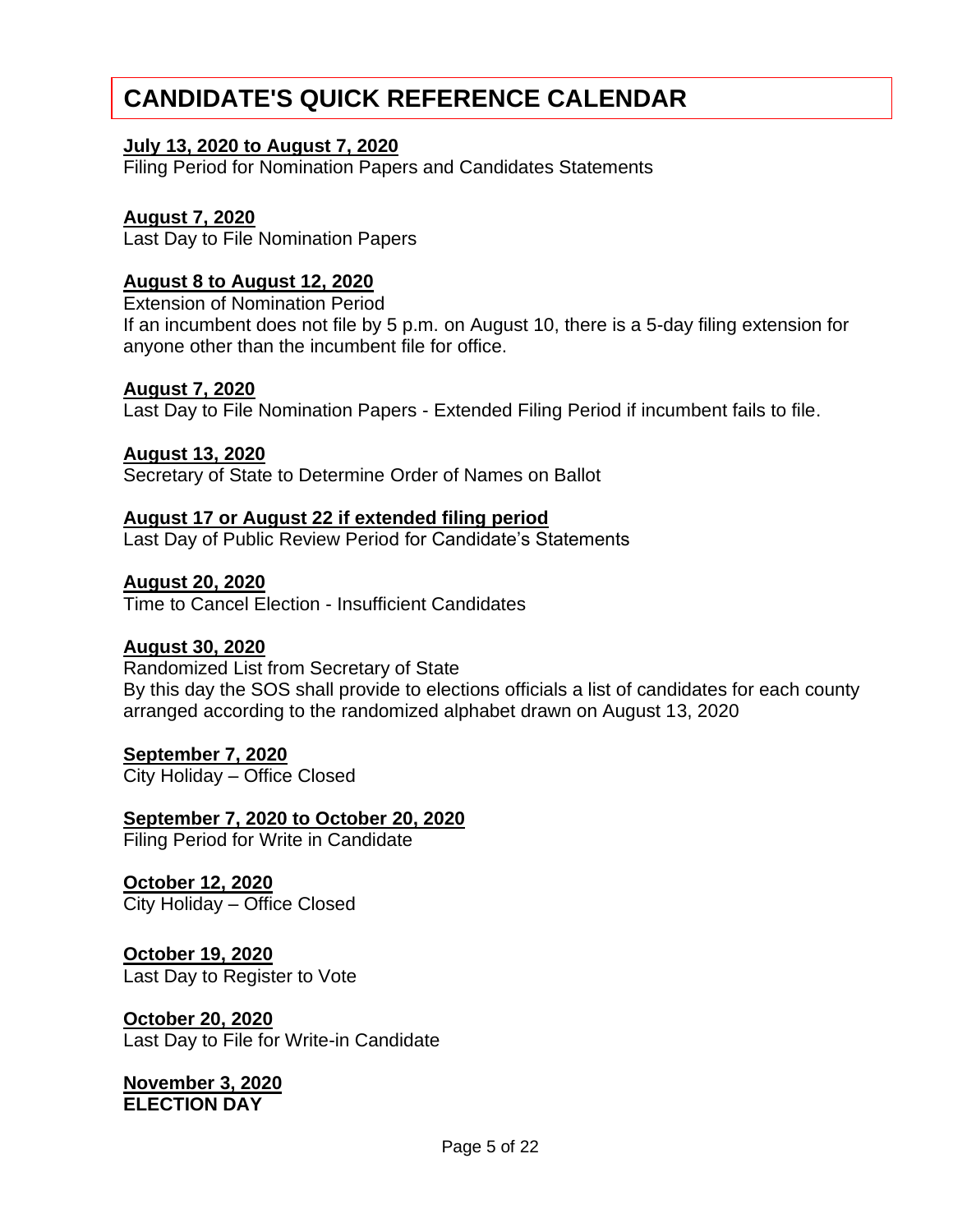# CANDIDATE'S QUICK REFERENCE CALENDAR

**July 13, 2020 to August 7, 2020**
Filing Period for Nomination Papers and Candidates Statements

**August 7, 2020**
Last Day to File Nomination Papers

**August 8 to August 12, 2020**
Extension of Nomination Period
If an incumbent does not file by 5 p.m. on August 10, there is a 5-day filing extension for anyone other than the incumbent file for office.

**August 7, 2020**
Last Day to File Nomination Papers - Extended Filing Period if incumbent fails to file.

**August 13, 2020**
Secretary of State to Determine Order of Names on Ballot

**August 17 or August 22 if extended filing period**
Last Day of Public Review Period for Candidate's Statements

**August 20, 2020**
Time to Cancel Election - Insufficient Candidates

**August 30, 2020**
Randomized List from Secretary of State
By this day the SOS shall provide to elections officials a list of candidates for each county arranged according to the randomized alphabet drawn on August 13, 2020

**September 7, 2020**
City Holiday – Office Closed

**September 7, 2020 to October 20, 2020**
Filing Period for Write in Candidate

**October 12, 2020**
City Holiday – Office Closed

**October 19, 2020**
Last Day to Register to Vote

**October 20, 2020**
Last Day to File for Write-in Candidate

**November 3, 2020**
**ELECTION DAY**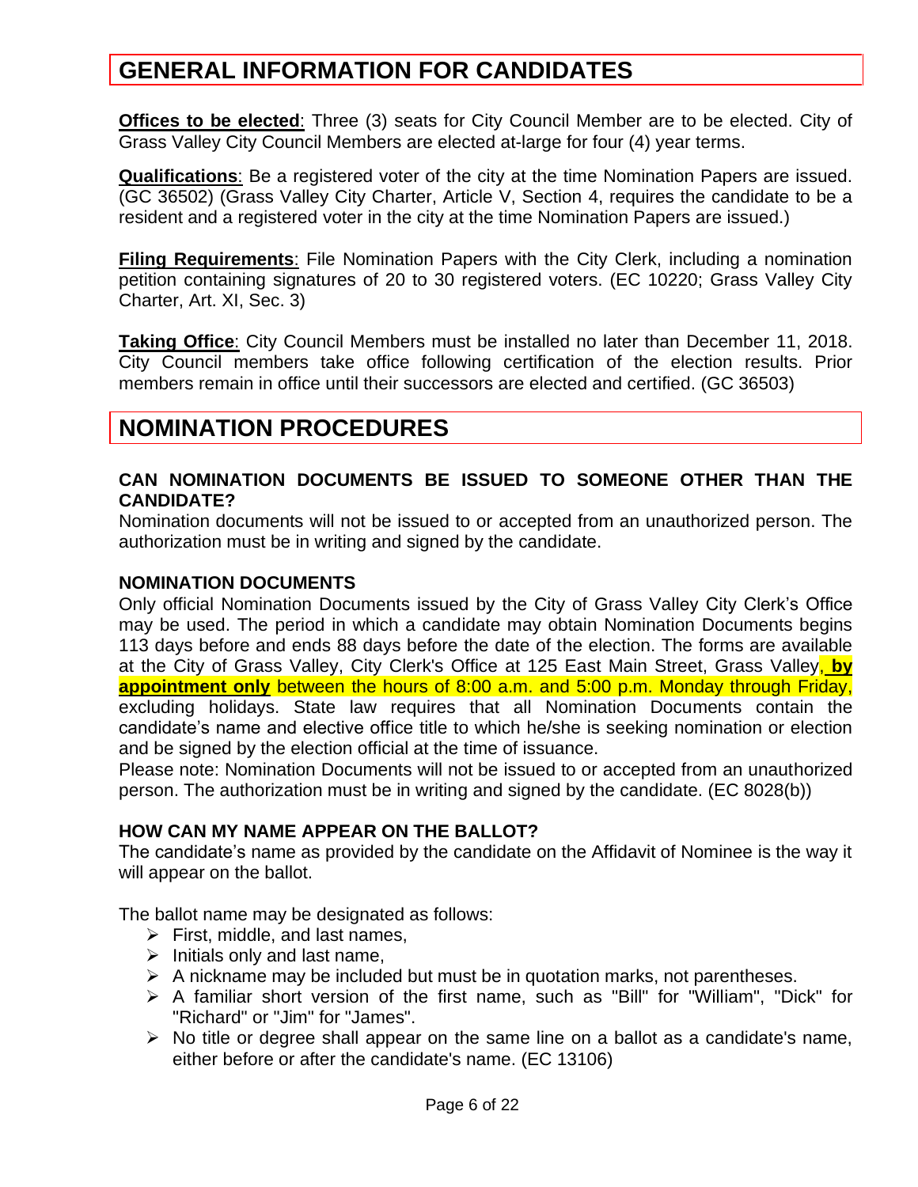# GENERAL INFORMATION FOR CANDIDATES

**Offices to be elected**: Three (3) seats for City Council Member are to be elected. City of Grass Valley City Council Members are elected at-large for four (4) year terms.

**Qualifications**: Be a registered voter of the city at the time Nomination Papers are issued. (GC 36502) (Grass Valley City Charter, Article V, Section 4, requires the candidate to be a resident and a registered voter in the city at the time Nomination Papers are issued.)

**Filing Requirements**: File Nomination Papers with the City Clerk, including a nomination petition containing signatures of 20 to 30 registered voters. (EC 10220; Grass Valley City Charter, Art. XI, Sec. 3)

**Taking Office**: City Council Members must be installed no later than December 11, 2018. City Council members take office following certification of the election results. Prior members remain in office until their successors are elected and certified. (GC 36503)

# NOMINATION PROCEDURES

### CAN NOMINATION DOCUMENTS BE ISSUED TO SOMEONE OTHER THAN THE CANDIDATE?

Nomination documents will not be issued to or accepted from an unauthorized person. The authorization must be in writing and signed by the candidate.

### NOMINATION DOCUMENTS

Only official Nomination Documents issued by the City of Grass Valley City Clerk's Office may be used. The period in which a candidate may obtain Nomination Documents begins 113 days before and ends 88 days before the date of the election. The forms are available at the City of Grass Valley, City Clerk's Office at 125 East Main Street, Grass Valley, **by appointment only** between the hours of 8:00 a.m. and 5:00 p.m. Monday through Friday, excluding holidays. State law requires that all Nomination Documents contain the candidate's name and elective office title to which he/she is seeking nomination or election and be signed by the election official at the time of issuance.

Please note: Nomination Documents will not be issued to or accepted from an unauthorized person. The authorization must be in writing and signed by the candidate. (EC 8028(b))

### HOW CAN MY NAME APPEAR ON THE BALLOT?

The candidate's name as provided by the candidate on the Affidavit of Nominee is the way it will appear on the ballot.

The ballot name may be designated as follows:

- First, middle, and last names,
- Initials only and last name,
- A nickname may be included but must be in quotation marks, not parentheses.
- A familiar short version of the first name, such as "Bill" for "William", "Dick" for "Richard" or "Jim" for "James".
- No title or degree shall appear on the same line on a ballot as a candidate's name, either before or after the candidate's name. (EC 13106)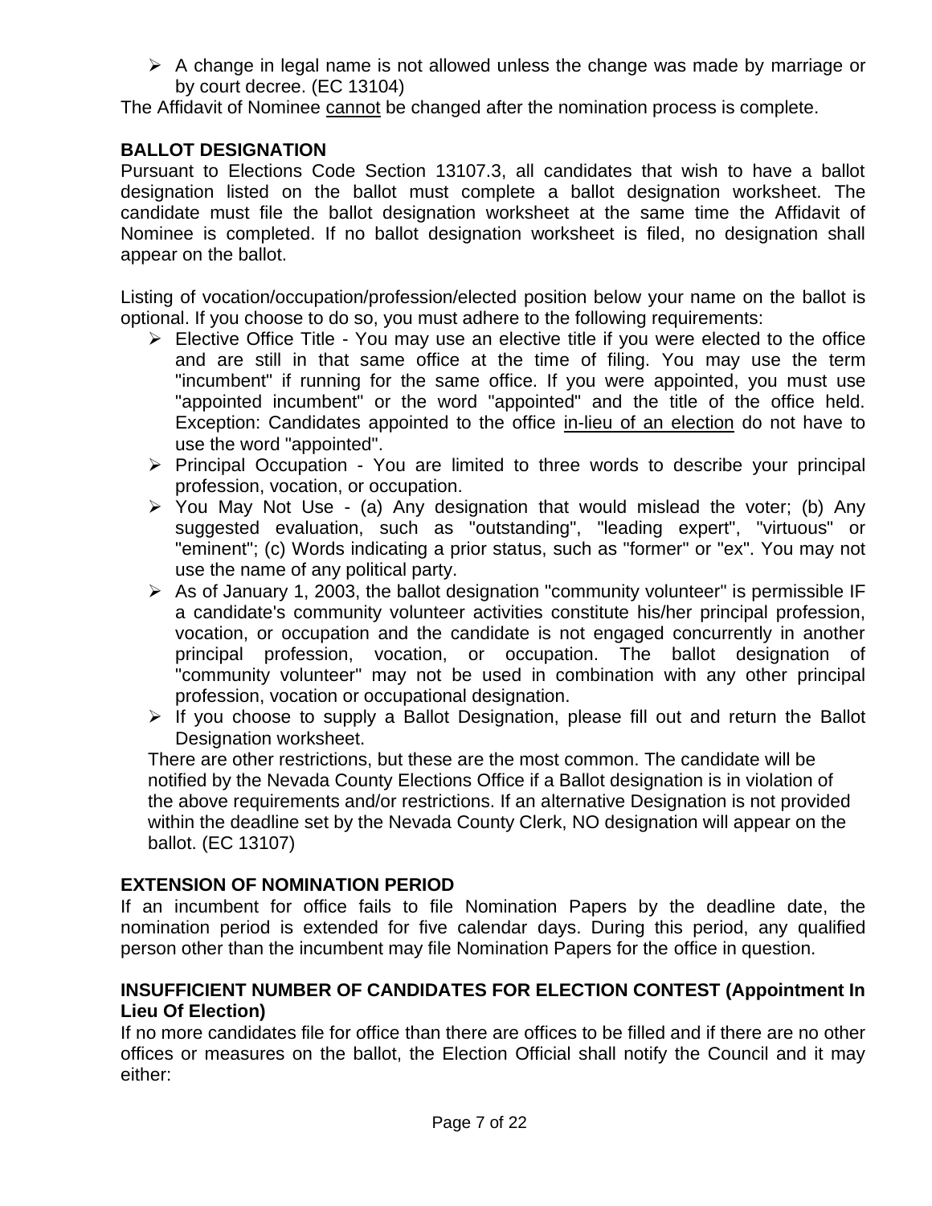- A change in legal name is not allowed unless the change was made by marriage or by court decree. (EC 13104)

The Affidavit of Nominee <u>cannot</u> be changed after the nomination process is complete.

**BALLOT DESIGNATION**

Pursuant to Elections Code Section 13107.3, all candidates that wish to have a ballot designation listed on the ballot must complete a ballot designation worksheet. The candidate must file the ballot designation worksheet at the same time the Affidavit of Nominee is completed. If no ballot designation worksheet is filed, no designation shall appear on the ballot.

Listing of vocation/occupation/profession/elected position below your name on the ballot is optional. If you choose to do so, you must adhere to the following requirements:

- Elective Office Title - You may use an elective title if you were elected to the office and are still in that same office at the time of filing. You may use the term "incumbent" if running for the same office. If you were appointed, you must use "appointed incumbent" or the word "appointed" and the title of the office held. Exception: Candidates appointed to the office <u>in-lieu of an election</u> do not have to use the word "appointed".
- Principal Occupation - You are limited to three words to describe your principal profession, vocation, or occupation.
- You May Not Use - (a) Any designation that would mislead the voter; (b) Any suggested evaluation, such as "outstanding", "leading expert", "virtuous" or "eminent"; (c) Words indicating a prior status, such as "former" or "ex". You may not use the name of any political party.
- As of January 1, 2003, the ballot designation "community volunteer" is permissible IF a candidate's community volunteer activities constitute his/her principal profession, vocation, or occupation and the candidate is not engaged concurrently in another principal profession, vocation, or occupation. The ballot designation of "community volunteer" may not be used in combination with any other principal profession, vocation or occupational designation.
- If you choose to supply a Ballot Designation, please fill out and return the Ballot Designation worksheet.

There are other restrictions, but these are the most common. The candidate will be notified by the Nevada County Elections Office if a Ballot designation is in violation of the above requirements and/or restrictions. If an alternative Designation is not provided within the deadline set by the Nevada County Clerk, NO designation will appear on the ballot. (EC 13107)

**EXTENSION OF NOMINATION PERIOD**

If an incumbent for office fails to file Nomination Papers by the deadline date, the nomination period is extended for five calendar days. During this period, any qualified person other than the incumbent may file Nomination Papers for the office in question.

**INSUFFICIENT NUMBER OF CANDIDATES FOR ELECTION CONTEST (Appointment In Lieu Of Election)**

If no more candidates file for office than there are offices to be filled and if there are no other offices or measures on the ballot, the Election Official shall notify the Council and it may either: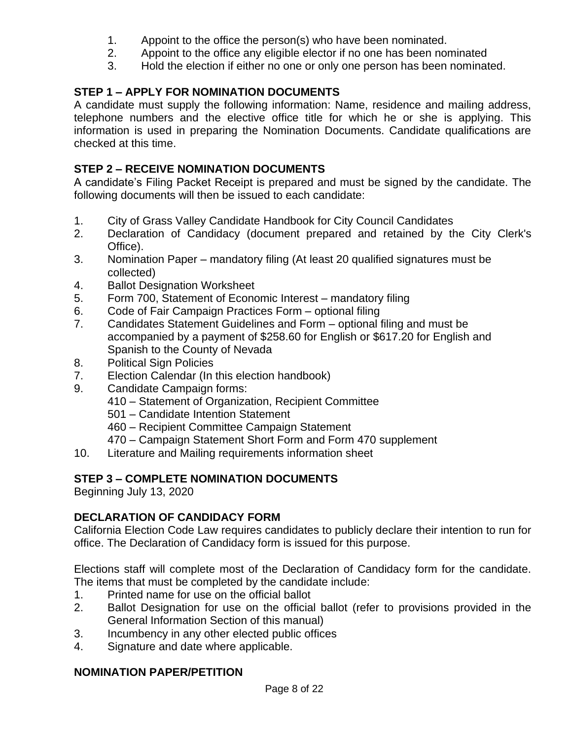1. Appoint to the office the person(s) who have been nominated.
2. Appoint to the office any eligible elector if no one has been nominated
3. Hold the election if either no one or only one person has been nominated.

**STEP 1 – APPLY FOR NOMINATION DOCUMENTS**

A candidate must supply the following information: Name, residence and mailing address, telephone numbers and the elective office title for which he or she is applying. This information is used in preparing the Nomination Documents. Candidate qualifications are checked at this time.

**STEP 2 – RECEIVE NOMINATION DOCUMENTS**

A candidate's Filing Packet Receipt is prepared and must be signed by the candidate. The following documents will then be issued to each candidate:

1. City of Grass Valley Candidate Handbook for City Council Candidates
2. Declaration of Candidacy (document prepared and retained by the City Clerk's Office).
3. Nomination Paper – mandatory filing (At least 20 qualified signatures must be collected)
4. Ballot Designation Worksheet
5. Form 700, Statement of Economic Interest – mandatory filing
6. Code of Fair Campaign Practices Form – optional filing
7. Candidates Statement Guidelines and Form – optional filing and must be accompanied by a payment of $258.60 for English or $617.20 for English and Spanish to the County of Nevada
8. Political Sign Policies
7. Election Calendar (In this election handbook)
9. Candidate Campaign forms:
   410 – Statement of Organization, Recipient Committee
   501 – Candidate Intention Statement
   460 – Recipient Committee Campaign Statement
   470 – Campaign Statement Short Form and Form 470 supplement
10. Literature and Mailing requirements information sheet

**STEP 3 – COMPLETE NOMINATION DOCUMENTS**

Beginning July 13, 2020

**DECLARATION OF CANDIDACY FORM**

California Election Code Law requires candidates to publicly declare their intention to run for office. The Declaration of Candidacy form is issued for this purpose.

Elections staff will complete most of the Declaration of Candidacy form for the candidate. The items that must be completed by the candidate include:

1. Printed name for use on the official ballot
2. Ballot Designation for use on the official ballot (refer to provisions provided in the General Information Section of this manual)
3. Incumbency in any other elected public offices
4. Signature and date where applicable.

**NOMINATION PAPER/PETITION**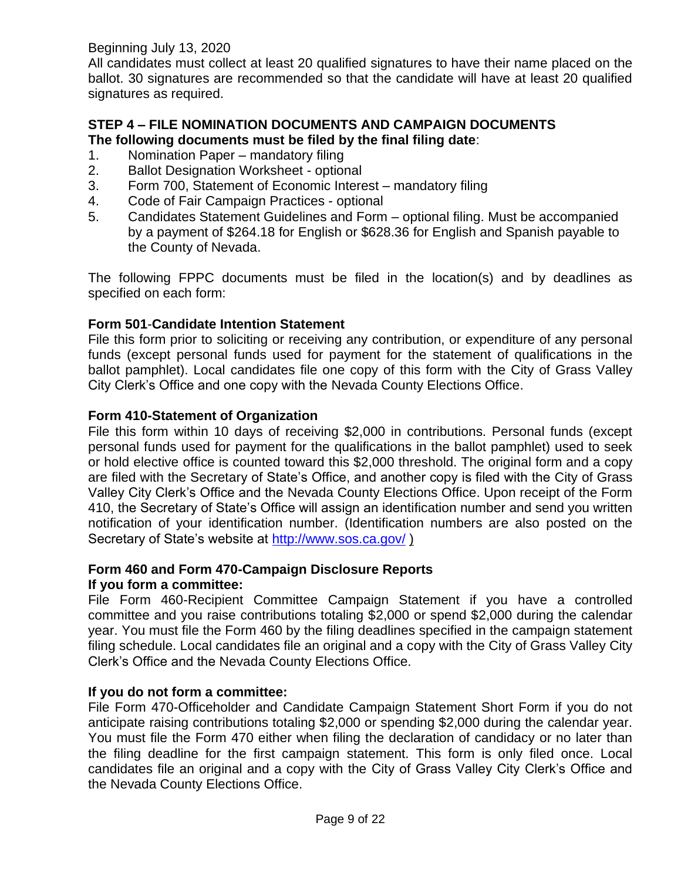Beginning July 13, 2020

All candidates must collect at least 20 qualified signatures to have their name placed on the ballot. 30 signatures are recommended so that the candidate will have at least 20 qualified signatures as required.

## STEP 4 – FILE NOMINATION DOCUMENTS AND CAMPAIGN DOCUMENTS

**The following documents must be filed by the final filing date**:

1. Nomination Paper – mandatory filing
2. Ballot Designation Worksheet - optional
3. Form 700, Statement of Economic Interest – mandatory filing
4. Code of Fair Campaign Practices - optional
5. Candidates Statement Guidelines and Form – optional filing. Must be accompanied by a payment of $264.18 for English or $628.36 for English and Spanish payable to the County of Nevada.

The following FPPC documents must be filed in the location(s) and by deadlines as specified on each form:

### Form 501-Candidate Intention Statement

File this form prior to soliciting or receiving any contribution, or expenditure of any personal funds (except personal funds used for payment for the statement of qualifications in the ballot pamphlet). Local candidates file one copy of this form with the City of Grass Valley City Clerk's Office and one copy with the Nevada County Elections Office.

### Form 410-Statement of Organization

File this form within 10 days of receiving $2,000 in contributions. Personal funds (except personal funds used for payment for the qualifications in the ballot pamphlet) used to seek or hold elective office is counted toward this $2,000 threshold. The original form and a copy are filed with the Secretary of State's Office, and another copy is filed with the City of Grass Valley City Clerk's Office and the Nevada County Elections Office. Upon receipt of the Form 410, the Secretary of State's Office will assign an identification number and send you written notification of your identification number. (Identification numbers are also posted on the Secretary of State's website at http://www.sos.ca.gov/ )

### Form 460 and Form 470-Campaign Disclosure Reports

**If you form a committee:**

File Form 460-Recipient Committee Campaign Statement if you have a controlled committee and you raise contributions totaling $2,000 or spend $2,000 during the calendar year. You must file the Form 460 by the filing deadlines specified in the campaign statement filing schedule. Local candidates file an original and a copy with the City of Grass Valley City Clerk's Office and the Nevada County Elections Office.

**If you do not form a committee:**

File Form 470-Officeholder and Candidate Campaign Statement Short Form if you do not anticipate raising contributions totaling $2,000 or spending $2,000 during the calendar year. You must file the Form 470 either when filing the declaration of candidacy or no later than the filing deadline for the first campaign statement. This form is only filed once. Local candidates file an original and a copy with the City of Grass Valley City Clerk's Office and the Nevada County Elections Office.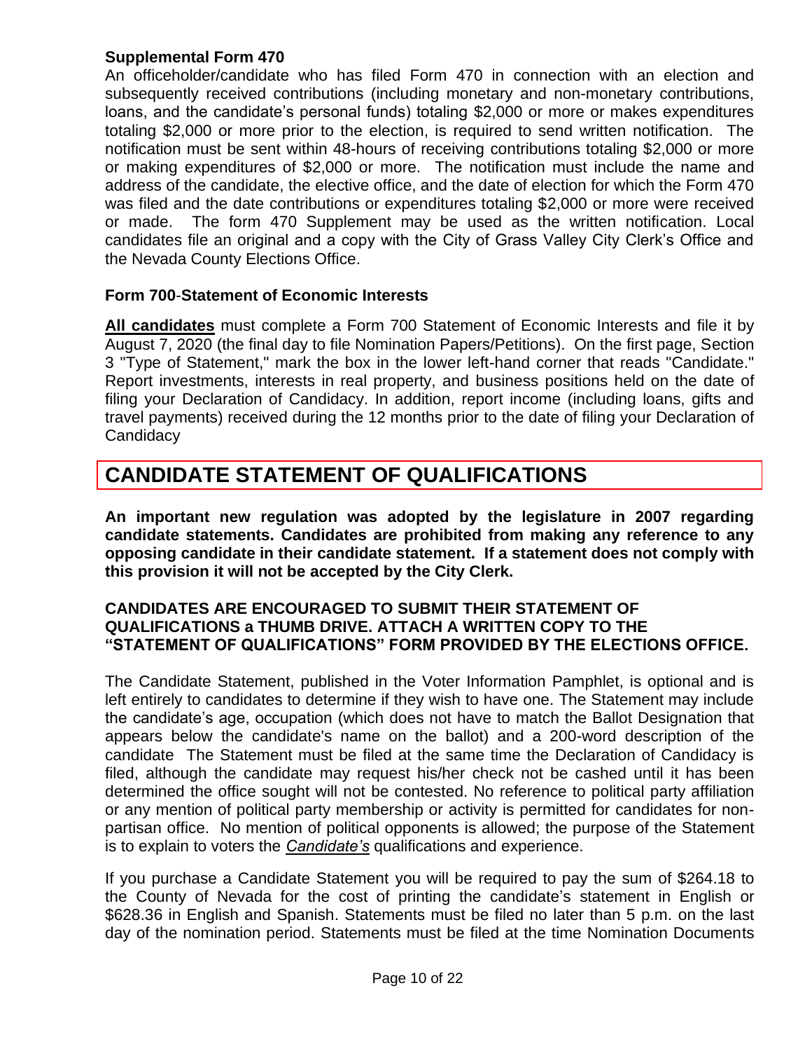### Supplemental Form 470

An officeholder/candidate who has filed Form 470 in connection with an election and subsequently received contributions (including monetary and non-monetary contributions, loans, and the candidate's personal funds) totaling $2,000 or more or makes expenditures totaling $2,000 or more prior to the election, is required to send written notification. The notification must be sent within 48-hours of receiving contributions totaling $2,000 or more or making expenditures of $2,000 or more. The notification must include the name and address of the candidate, the elective office, and the date of election for which the Form 470 was filed and the date contributions or expenditures totaling $2,000 or more were received or made. The form 470 Supplement may be used as the written notification. Local candidates file an original and a copy with the City of Grass Valley City Clerk's Office and the Nevada County Elections Office.

### Form 700-Statement of Economic Interests

**All candidates** must complete a Form 700 Statement of Economic Interests and file it by August 7, 2020 (the final day to file Nomination Papers/Petitions). On the first page, Section 3 "Type of Statement," mark the box in the lower left-hand corner that reads "Candidate." Report investments, interests in real property, and business positions held on the date of filing your Declaration of Candidacy. In addition, report income (including loans, gifts and travel payments) received during the 12 months prior to the date of filing your Declaration of Candidacy

## CANDIDATE STATEMENT OF QUALIFICATIONS

**An important new regulation was adopted by the legislature in 2007 regarding candidate statements. Candidates are prohibited from making any reference to any opposing candidate in their candidate statement. If a statement does not comply with this provision it will not be accepted by the City Clerk.**

**CANDIDATES ARE ENCOURAGED TO SUBMIT THEIR STATEMENT OF QUALIFICATIONS a THUMB DRIVE. ATTACH A WRITTEN COPY TO THE "STATEMENT OF QUALIFICATIONS" FORM PROVIDED BY THE ELECTIONS OFFICE.**

The Candidate Statement, published in the Voter Information Pamphlet, is optional and is left entirely to candidates to determine if they wish to have one. The Statement may include the candidate's age, occupation (which does not have to match the Ballot Designation that appears below the candidate's name on the ballot) and a 200-word description of the candidate The Statement must be filed at the same time the Declaration of Candidacy is filed, although the candidate may request his/her check not be cashed until it has been determined the office sought will not be contested. No reference to political party affiliation or any mention of political party membership or activity is permitted for candidates for non-partisan office. No mention of political opponents is allowed; the purpose of the Statement is to explain to voters the ***Candidate's*** qualifications and experience.

If you purchase a Candidate Statement you will be required to pay the sum of $264.18 to the County of Nevada for the cost of printing the candidate's statement in English or $628.36 in English and Spanish. Statements must be filed no later than 5 p.m. on the last day of the nomination period. Statements must be filed at the time Nomination Documents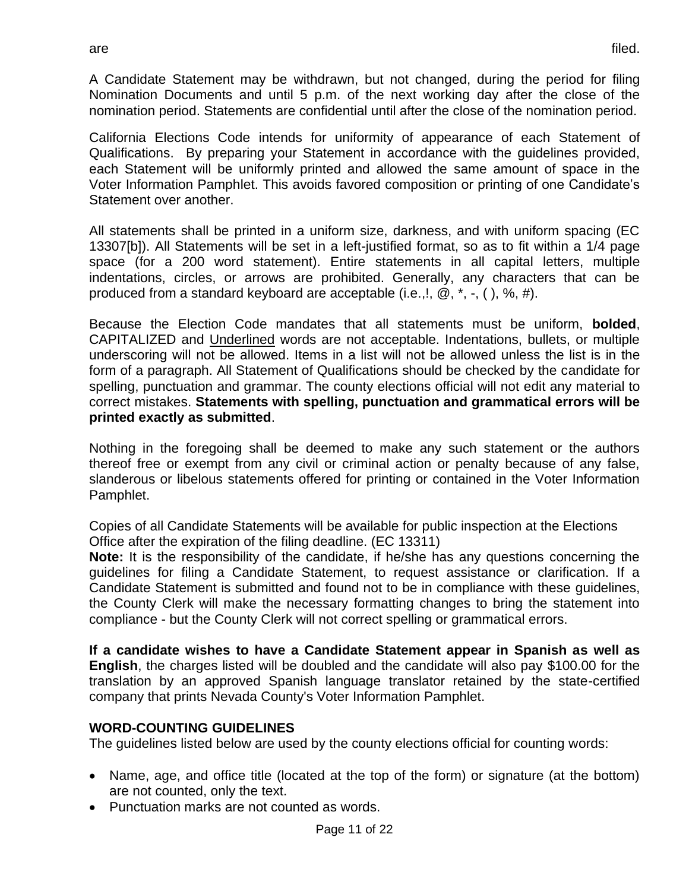are filed.

A Candidate Statement may be withdrawn, but not changed, during the period for filing Nomination Documents and until 5 p.m. of the next working day after the close of the nomination period. Statements are confidential until after the close of the nomination period.

California Elections Code intends for uniformity of appearance of each Statement of Qualifications. By preparing your Statement in accordance with the guidelines provided, each Statement will be uniformly printed and allowed the same amount of space in the Voter Information Pamphlet. This avoids favored composition or printing of one Candidate's Statement over another.

All statements shall be printed in a uniform size, darkness, and with uniform spacing (EC 13307[b]). All Statements will be set in a left-justified format, so as to fit within a 1/4 page space (for a 200 word statement). Entire statements in all capital letters, multiple indentations, circles, or arrows are prohibited. Generally, any characters that can be produced from a standard keyboard are acceptable (i.e.,!, @, *, -, ( ), %, #).

Because the Election Code mandates that all statements must be uniform, **bolded**, CAPITALIZED and <u>Underlined</u> words are not acceptable. Indentations, bullets, or multiple underscoring will not be allowed. Items in a list will not be allowed unless the list is in the form of a paragraph. All Statement of Qualifications should be checked by the candidate for spelling, punctuation and grammar. The county elections official will not edit any material to correct mistakes. **Statements with spelling, punctuation and grammatical errors will be printed exactly as submitted**.

Nothing in the foregoing shall be deemed to make any such statement or the authors thereof free or exempt from any civil or criminal action or penalty because of any false, slanderous or libelous statements offered for printing or contained in the Voter Information Pamphlet.

Copies of all Candidate Statements will be available for public inspection at the Elections Office after the expiration of the filing deadline. (EC 13311)

**Note:** It is the responsibility of the candidate, if he/she has any questions concerning the guidelines for filing a Candidate Statement, to request assistance or clarification. If a Candidate Statement is submitted and found not to be in compliance with these guidelines, the County Clerk will make the necessary formatting changes to bring the statement into compliance - but the County Clerk will not correct spelling or grammatical errors.

**If a candidate wishes to have a Candidate Statement appear in Spanish as well as English**, the charges listed will be doubled and the candidate will also pay $100.00 for the translation by an approved Spanish language translator retained by the state-certified company that prints Nevada County's Voter Information Pamphlet.

**WORD-COUNTING GUIDELINES**

The guidelines listed below are used by the county elections official for counting words:

- Name, age, and office title (located at the top of the form) or signature (at the bottom) are not counted, only the text.
- Punctuation marks are not counted as words.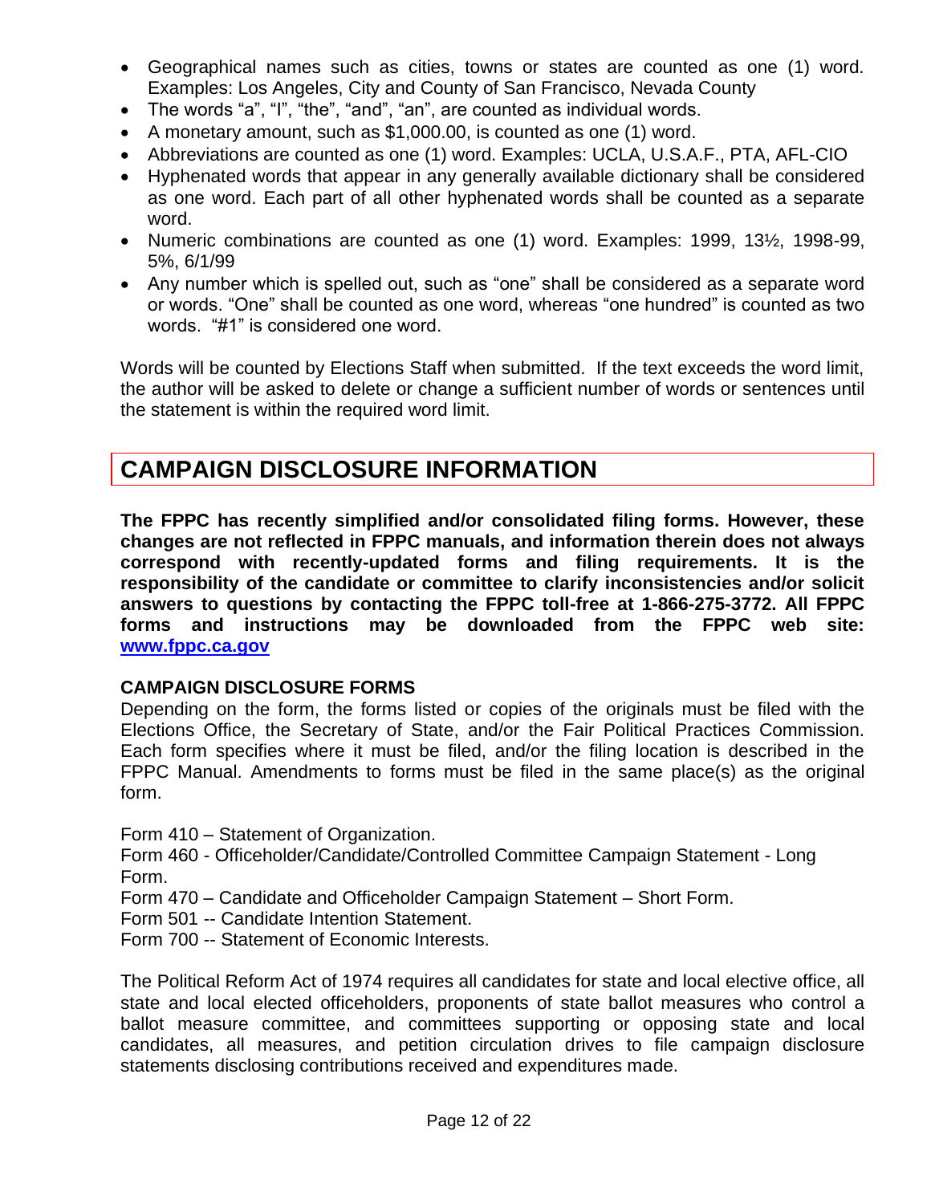- Geographical names such as cities, towns or states are counted as one (1) word. Examples: Los Angeles, City and County of San Francisco, Nevada County
- The words “a”, “I”, “the”, “and”, “an”, are counted as individual words.
- A monetary amount, such as $1,000.00, is counted as one (1) word.
- Abbreviations are counted as one (1) word. Examples: UCLA, U.S.A.F., PTA, AFL-CIO
- Hyphenated words that appear in any generally available dictionary shall be considered as one word. Each part of all other hyphenated words shall be counted as a separate word.
- Numeric combinations are counted as one (1) word. Examples: 1999, 13½, 1998-99, 5%, 6/1/99
- Any number which is spelled out, such as “one” shall be considered as a separate word or words. “One” shall be counted as one word, whereas “one hundred” is counted as two words. “#1” is considered one word.

Words will be counted by Elections Staff when submitted. If the text exceeds the word limit, the author will be asked to delete or change a sufficient number of words or sentences until the statement is within the required word limit.

## CAMPAIGN DISCLOSURE INFORMATION

**The FPPC has recently simplified and/or consolidated filing forms. However, these changes are not reflected in FPPC manuals, and information therein does not always correspond with recently-updated forms and filing requirements. It is the responsibility of the candidate or committee to clarify inconsistencies and/or solicit answers to questions by contacting the FPPC toll-free at 1-866-275-3772. All FPPC forms and instructions may be downloaded from the FPPC web site: [www.fppc.ca.gov](http://www.fppc.ca.gov)**

### CAMPAIGN DISCLOSURE FORMS

Depending on the form, the forms listed or copies of the originals must be filed with the Elections Office, the Secretary of State, and/or the Fair Political Practices Commission. Each form specifies where it must be filed, and/or the filing location is described in the FPPC Manual. Amendments to forms must be filed in the same place(s) as the original form.

Form 410 – Statement of Organization.
Form 460 - Officeholder/Candidate/Controlled Committee Campaign Statement - Long Form.
Form 470 – Candidate and Officeholder Campaign Statement – Short Form.
Form 501 -- Candidate Intention Statement.
Form 700 -- Statement of Economic Interests.

The Political Reform Act of 1974 requires all candidates for state and local elective office, all state and local elected officeholders, proponents of state ballot measures who control a ballot measure committee, and committees supporting or opposing state and local candidates, all measures, and petition circulation drives to file campaign disclosure statements disclosing contributions received and expenditures made.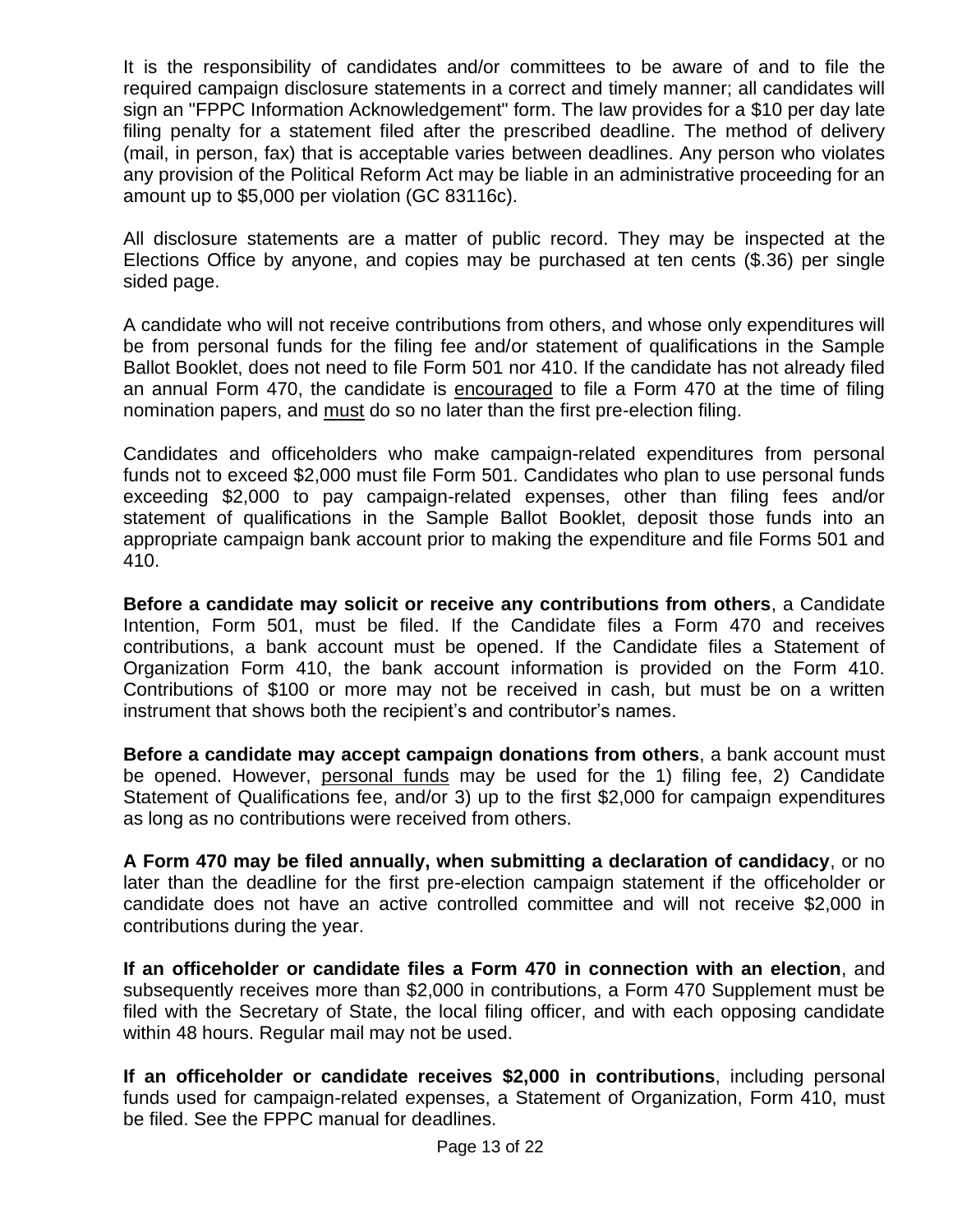It is the responsibility of candidates and/or committees to be aware of and to file the required campaign disclosure statements in a correct and timely manner; all candidates will sign an "FPPC Information Acknowledgement" form. The law provides for a $10 per day late filing penalty for a statement filed after the prescribed deadline. The method of delivery (mail, in person, fax) that is acceptable varies between deadlines. Any person who violates any provision of the Political Reform Act may be liable in an administrative proceeding for an amount up to $5,000 per violation (GC 83116c).

All disclosure statements are a matter of public record. They may be inspected at the Elections Office by anyone, and copies may be purchased at ten cents ($.36) per single sided page.

A candidate who will not receive contributions from others, and whose only expenditures will be from personal funds for the filing fee and/or statement of qualifications in the Sample Ballot Booklet, does not need to file Form 501 nor 410. If the candidate has not already filed an annual Form 470, the candidate is encouraged to file a Form 470 at the time of filing nomination papers, and must do so no later than the first pre-election filing.

Candidates and officeholders who make campaign-related expenditures from personal funds not to exceed $2,000 must file Form 501. Candidates who plan to use personal funds exceeding $2,000 to pay campaign-related expenses, other than filing fees and/or statement of qualifications in the Sample Ballot Booklet, deposit those funds into an appropriate campaign bank account prior to making the expenditure and file Forms 501 and 410.

**Before a candidate may solicit or receive any contributions from others**, a Candidate Intention, Form 501, must be filed. If the Candidate files a Form 470 and receives contributions, a bank account must be opened. If the Candidate files a Statement of Organization Form 410, the bank account information is provided on the Form 410. Contributions of $100 or more may not be received in cash, but must be on a written instrument that shows both the recipient's and contributor's names.

**Before a candidate may accept campaign donations from others**, a bank account must be opened. However, personal funds may be used for the 1) filing fee, 2) Candidate Statement of Qualifications fee, and/or 3) up to the first $2,000 for campaign expenditures as long as no contributions were received from others.

**A Form 470 may be filed annually, when submitting a declaration of candidacy**, or no later than the deadline for the first pre-election campaign statement if the officeholder or candidate does not have an active controlled committee and will not receive $2,000 in contributions during the year.

**If an officeholder or candidate files a Form 470 in connection with an election**, and subsequently receives more than $2,000 in contributions, a Form 470 Supplement must be filed with the Secretary of State, the local filing officer, and with each opposing candidate within 48 hours. Regular mail may not be used.

**If an officeholder or candidate receives $2,000 in contributions**, including personal funds used for campaign-related expenses, a Statement of Organization, Form 410, must be filed. See the FPPC manual for deadlines.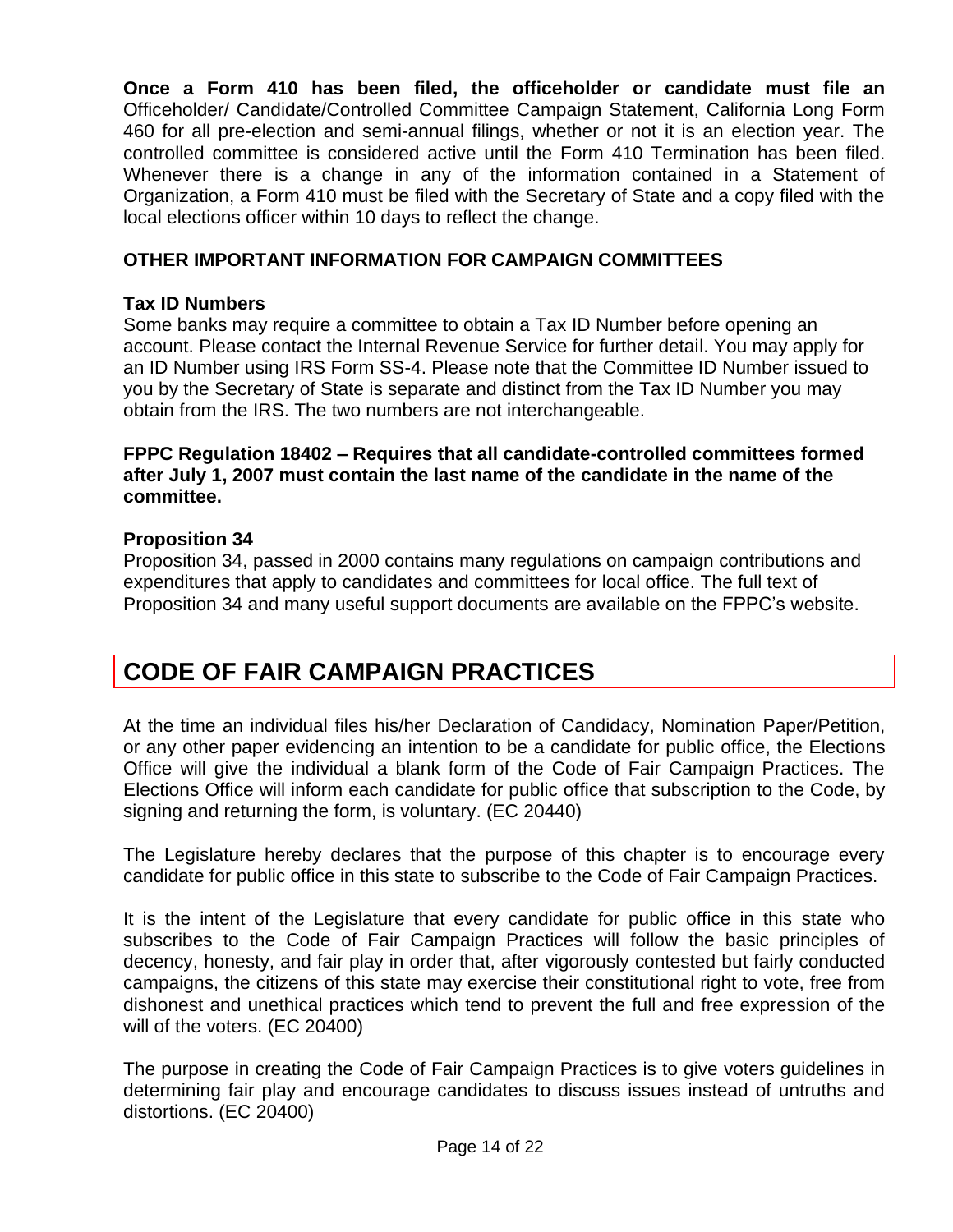**Once a Form 410 has been filed, the officeholder or candidate must file an** Officeholder/ Candidate/Controlled Committee Campaign Statement, California Long Form 460 for all pre-election and semi-annual filings, whether or not it is an election year. The controlled committee is considered active until the Form 410 Termination has been filed. Whenever there is a change in any of the information contained in a Statement of Organization, a Form 410 must be filed with the Secretary of State and a copy filed with the local elections officer within 10 days to reflect the change.

### OTHER IMPORTANT INFORMATION FOR CAMPAIGN COMMITTEES

**Tax ID Numbers**

Some banks may require a committee to obtain a Tax ID Number before opening an account. Please contact the Internal Revenue Service for further detail. You may apply for an ID Number using IRS Form SS-4. Please note that the Committee ID Number issued to you by the Secretary of State is separate and distinct from the Tax ID Number you may obtain from the IRS. The two numbers are not interchangeable.

**FPPC Regulation 18402 – Requires that all candidate-controlled committees formed after July 1, 2007 must contain the last name of the candidate in the name of the committee.**

**Proposition 34**

Proposition 34, passed in 2000 contains many regulations on campaign contributions and expenditures that apply to candidates and committees for local office. The full text of Proposition 34 and many useful support documents are available on the FPPC's website.

## CODE OF FAIR CAMPAIGN PRACTICES

At the time an individual files his/her Declaration of Candidacy, Nomination Paper/Petition, or any other paper evidencing an intention to be a candidate for public office, the Elections Office will give the individual a blank form of the Code of Fair Campaign Practices. The Elections Office will inform each candidate for public office that subscription to the Code, by signing and returning the form, is voluntary. (EC 20440)

The Legislature hereby declares that the purpose of this chapter is to encourage every candidate for public office in this state to subscribe to the Code of Fair Campaign Practices.

It is the intent of the Legislature that every candidate for public office in this state who subscribes to the Code of Fair Campaign Practices will follow the basic principles of decency, honesty, and fair play in order that, after vigorously contested but fairly conducted campaigns, the citizens of this state may exercise their constitutional right to vote, free from dishonest and unethical practices which tend to prevent the full and free expression of the will of the voters. (EC 20400)

The purpose in creating the Code of Fair Campaign Practices is to give voters guidelines in determining fair play and encourage candidates to discuss issues instead of untruths and distortions. (EC 20400)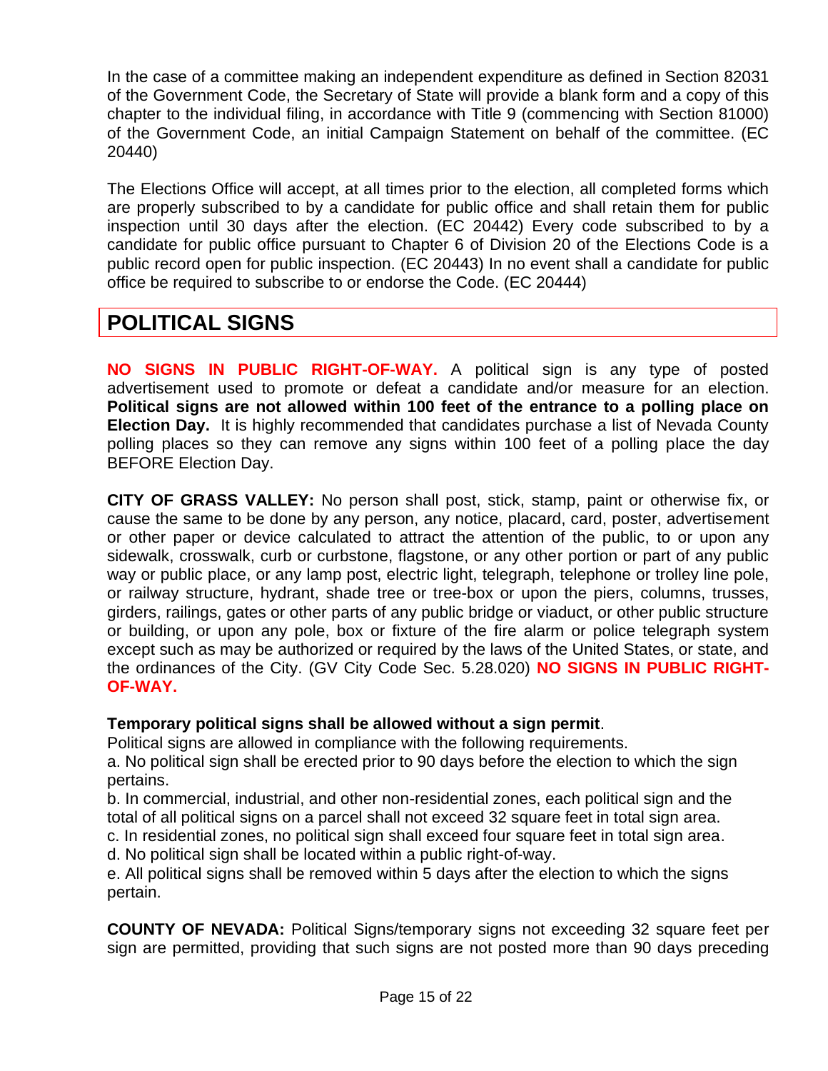In the case of a committee making an independent expenditure as defined in Section 82031 of the Government Code, the Secretary of State will provide a blank form and a copy of this chapter to the individual filing, in accordance with Title 9 (commencing with Section 81000) of the Government Code, an initial Campaign Statement on behalf of the committee. (EC 20440)

The Elections Office will accept, at all times prior to the election, all completed forms which are properly subscribed to by a candidate for public office and shall retain them for public inspection until 30 days after the election. (EC 20442) Every code subscribed to by a candidate for public office pursuant to Chapter 6 of Division 20 of the Elections Code is a public record open for public inspection. (EC 20443) In no event shall a candidate for public office be required to subscribe to or endorse the Code. (EC 20444)

## POLITICAL SIGNS

**NO SIGNS IN PUBLIC RIGHT-OF-WAY.** A political sign is any type of posted advertisement used to promote or defeat a candidate and/or measure for an election. **Political signs are not allowed within 100 feet of the entrance to a polling place on Election Day.** It is highly recommended that candidates purchase a list of Nevada County polling places so they can remove any signs within 100 feet of a polling place the day BEFORE Election Day.

**CITY OF GRASS VALLEY:** No person shall post, stick, stamp, paint or otherwise fix, or cause the same to be done by any person, any notice, placard, card, poster, advertisement or other paper or device calculated to attract the attention of the public, to or upon any sidewalk, crosswalk, curb or curbstone, flagstone, or any other portion or part of any public way or public place, or any lamp post, electric light, telegraph, telephone or trolley line pole, or railway structure, hydrant, shade tree or tree-box or upon the piers, columns, trusses, girders, railings, gates or other parts of any public bridge or viaduct, or other public structure or building, or upon any pole, box or fixture of the fire alarm or police telegraph system except such as may be authorized or required by the laws of the United States, or state, and the ordinances of the City. (GV City Code Sec. 5.28.020) **NO SIGNS IN PUBLIC RIGHT-OF-WAY.**

**Temporary political signs shall be allowed without a sign permit**.
Political signs are allowed in compliance with the following requirements.
a. No political sign shall be erected prior to 90 days before the election to which the sign pertains.
b. In commercial, industrial, and other non-residential zones, each political sign and the total of all political signs on a parcel shall not exceed 32 square feet in total sign area.
c. In residential zones, no political sign shall exceed four square feet in total sign area.
d. No political sign shall be located within a public right-of-way.
e. All political signs shall be removed within 5 days after the election to which the signs pertain.

**COUNTY OF NEVADA:** Political Signs/temporary signs not exceeding 32 square feet per sign are permitted, providing that such signs are not posted more than 90 days preceding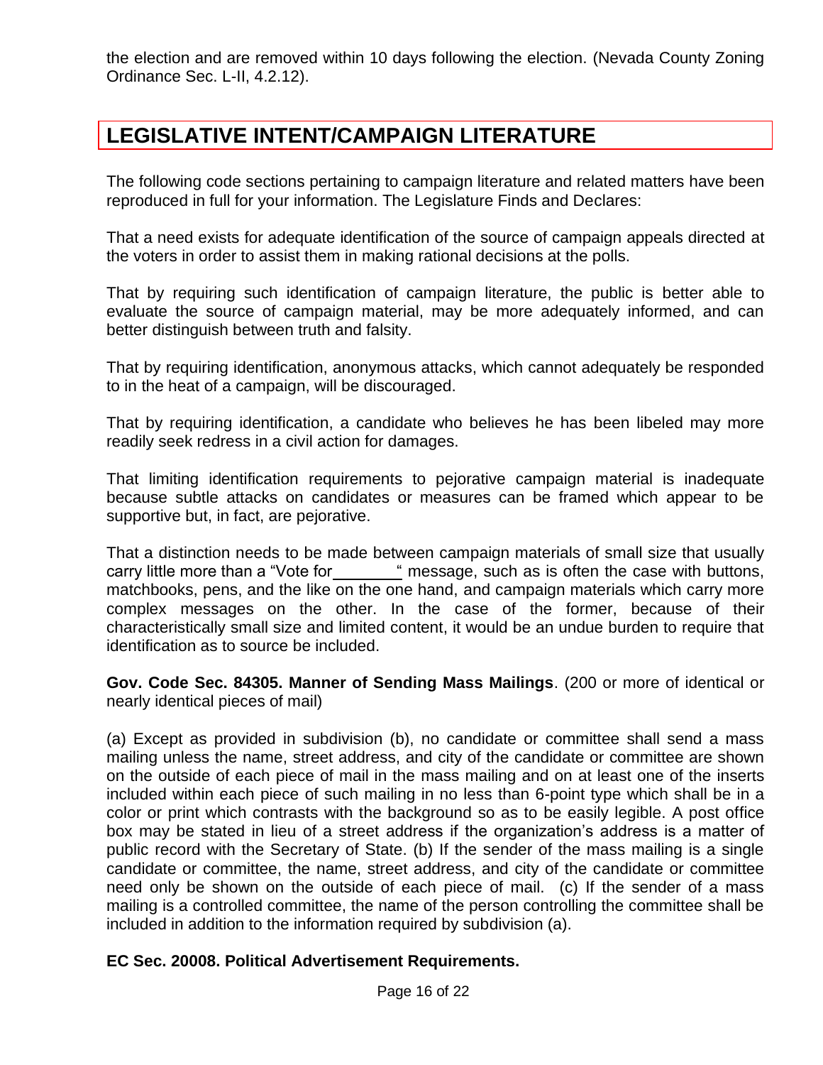the election and are removed within 10 days following the election. (Nevada County Zoning Ordinance Sec. L-II, 4.2.12).

## LEGISLATIVE INTENT/CAMPAIGN LITERATURE

The following code sections pertaining to campaign literature and related matters have been reproduced in full for your information. The Legislature Finds and Declares:

That a need exists for adequate identification of the source of campaign appeals directed at the voters in order to assist them in making rational decisions at the polls.

That by requiring such identification of campaign literature, the public is better able to evaluate the source of campaign material, may be more adequately informed, and can better distinguish between truth and falsity.

That by requiring identification, anonymous attacks, which cannot adequately be responded to in the heat of a campaign, will be discouraged.

That by requiring identification, a candidate who believes he has been libeled may more readily seek redress in a civil action for damages.

That limiting identification requirements to pejorative campaign material is inadequate because subtle attacks on candidates or measures can be framed which appear to be supportive but, in fact, are pejorative.

That a distinction needs to be made between campaign materials of small size that usually carry little more than a "Vote for\_\_\_\_\_\_\_\_" message, such as is often the case with buttons, matchbooks, pens, and the like on the one hand, and campaign materials which carry more complex messages on the other. In the case of the former, because of their characteristically small size and limited content, it would be an undue burden to require that identification as to source be included.

**Gov. Code Sec. 84305. Manner of Sending Mass Mailings**. (200 or more of identical or nearly identical pieces of mail)

(a) Except as provided in subdivision (b), no candidate or committee shall send a mass mailing unless the name, street address, and city of the candidate or committee are shown on the outside of each piece of mail in the mass mailing and on at least one of the inserts included within each piece of such mailing in no less than 6-point type which shall be in a color or print which contrasts with the background so as to be easily legible. A post office box may be stated in lieu of a street address if the organization's address is a matter of public record with the Secretary of State. (b) If the sender of the mass mailing is a single candidate or committee, the name, street address, and city of the candidate or committee need only be shown on the outside of each piece of mail. (c) If the sender of a mass mailing is a controlled committee, the name of the person controlling the committee shall be included in addition to the information required by subdivision (a).

**EC Sec. 20008. Political Advertisement Requirements.**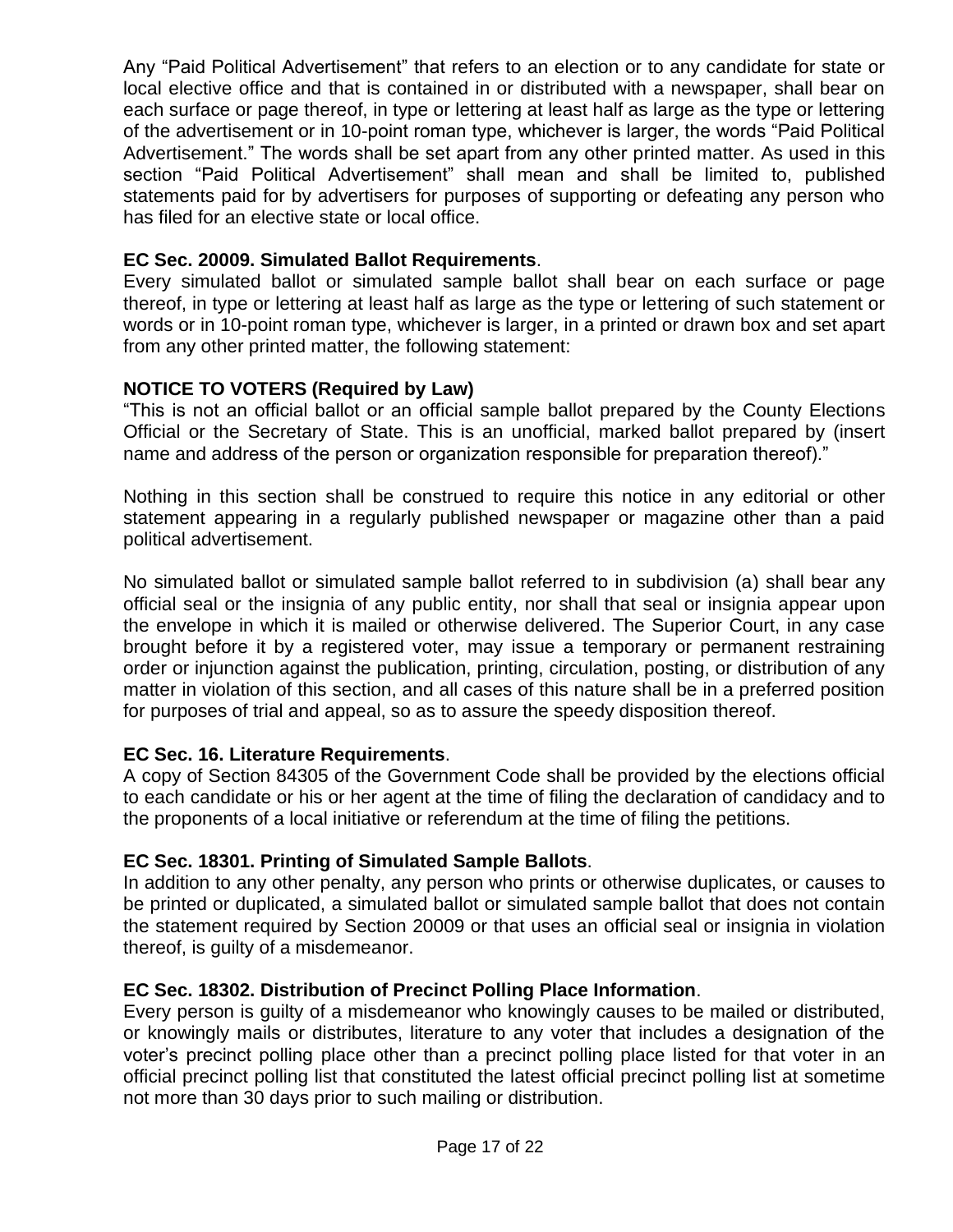Any “Paid Political Advertisement” that refers to an election or to any candidate for state or local elective office and that is contained in or distributed with a newspaper, shall bear on each surface or page thereof, in type or lettering at least half as large as the type or lettering of the advertisement or in 10-point roman type, whichever is larger, the words “Paid Political Advertisement.” The words shall be set apart from any other printed matter. As used in this section “Paid Political Advertisement” shall mean and shall be limited to, published statements paid for by advertisers for purposes of supporting or defeating any person who has filed for an elective state or local office.

**EC Sec. 20009. Simulated Ballot Requirements**.
Every simulated ballot or simulated sample ballot shall bear on each surface or page thereof, in type or lettering at least half as large as the type or lettering of such statement or words or in 10-point roman type, whichever is larger, in a printed or drawn box and set apart from any other printed matter, the following statement:

**NOTICE TO VOTERS (Required by Law)**
“This is not an official ballot or an official sample ballot prepared by the County Elections Official or the Secretary of State. This is an unofficial, marked ballot prepared by (insert name and address of the person or organization responsible for preparation thereof).”

Nothing in this section shall be construed to require this notice in any editorial or other statement appearing in a regularly published newspaper or magazine other than a paid political advertisement.

No simulated ballot or simulated sample ballot referred to in subdivision (a) shall bear any official seal or the insignia of any public entity, nor shall that seal or insignia appear upon the envelope in which it is mailed or otherwise delivered. The Superior Court, in any case brought before it by a registered voter, may issue a temporary or permanent restraining order or injunction against the publication, printing, circulation, posting, or distribution of any matter in violation of this section, and all cases of this nature shall be in a preferred position for purposes of trial and appeal, so as to assure the speedy disposition thereof.

**EC Sec. 16. Literature Requirements**.
A copy of Section 84305 of the Government Code shall be provided by the elections official to each candidate or his or her agent at the time of filing the declaration of candidacy and to the proponents of a local initiative or referendum at the time of filing the petitions.

**EC Sec. 18301. Printing of Simulated Sample Ballots**.
In addition to any other penalty, any person who prints or otherwise duplicates, or causes to be printed or duplicated, a simulated ballot or simulated sample ballot that does not contain the statement required by Section 20009 or that uses an official seal or insignia in violation thereof, is guilty of a misdemeanor.

**EC Sec. 18302. Distribution of Precinct Polling Place Information**.
Every person is guilty of a misdemeanor who knowingly causes to be mailed or distributed, or knowingly mails or distributes, literature to any voter that includes a designation of the voter’s precinct polling place other than a precinct polling place listed for that voter in an official precinct polling list that constituted the latest official precinct polling list at sometime not more than 30 days prior to such mailing or distribution.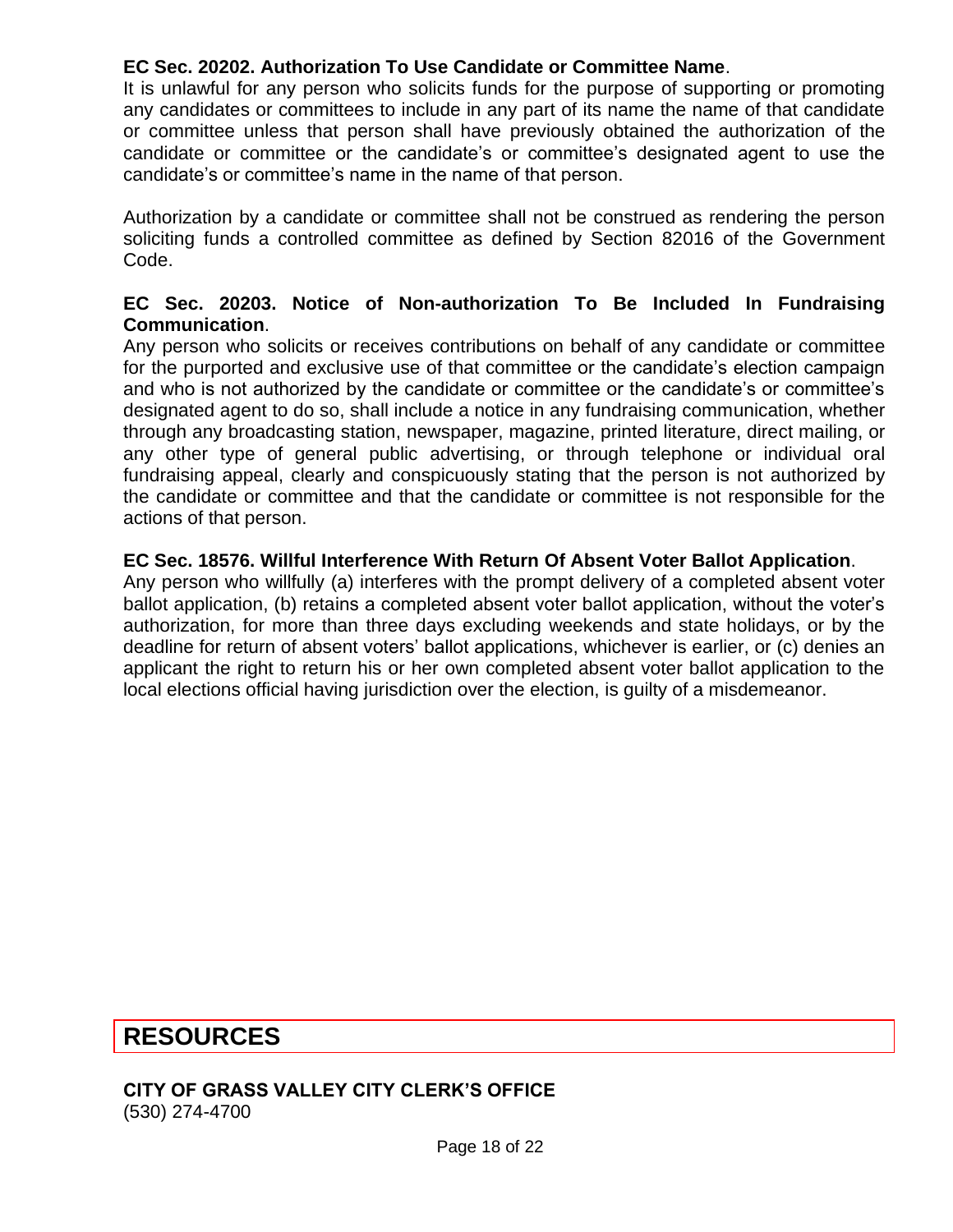**EC Sec. 20202. Authorization To Use Candidate or Committee Name**.
It is unlawful for any person who solicits funds for the purpose of supporting or promoting any candidates or committees to include in any part of its name the name of that candidate or committee unless that person shall have previously obtained the authorization of the candidate or committee or the candidate's or committee's designated agent to use the candidate's or committee's name in the name of that person.

Authorization by a candidate or committee shall not be construed as rendering the person soliciting funds a controlled committee as defined by Section 82016 of the Government Code.

**EC Sec. 20203. Notice of Non-authorization To Be Included In Fundraising Communication**.
Any person who solicits or receives contributions on behalf of any candidate or committee for the purported and exclusive use of that committee or the candidate's election campaign and who is not authorized by the candidate or committee or the candidate's or committee's designated agent to do so, shall include a notice in any fundraising communication, whether through any broadcasting station, newspaper, magazine, printed literature, direct mailing, or any other type of general public advertising, or through telephone or individual oral fundraising appeal, clearly and conspicuously stating that the person is not authorized by the candidate or committee and that the candidate or committee is not responsible for the actions of that person.

**EC Sec. 18576. Willful Interference With Return Of Absent Voter Ballot Application**.
Any person who willfully (a) interferes with the prompt delivery of a completed absent voter ballot application, (b) retains a completed absent voter ballot application, without the voter's authorization, for more than three days excluding weekends and state holidays, or by the deadline for return of absent voters' ballot applications, whichever is earlier, or (c) denies an applicant the right to return his or her own completed absent voter ballot application to the local elections official having jurisdiction over the election, is guilty of a misdemeanor.

## RESOURCES

**CITY OF GRASS VALLEY CITY CLERK'S OFFICE**
(530) 274-4700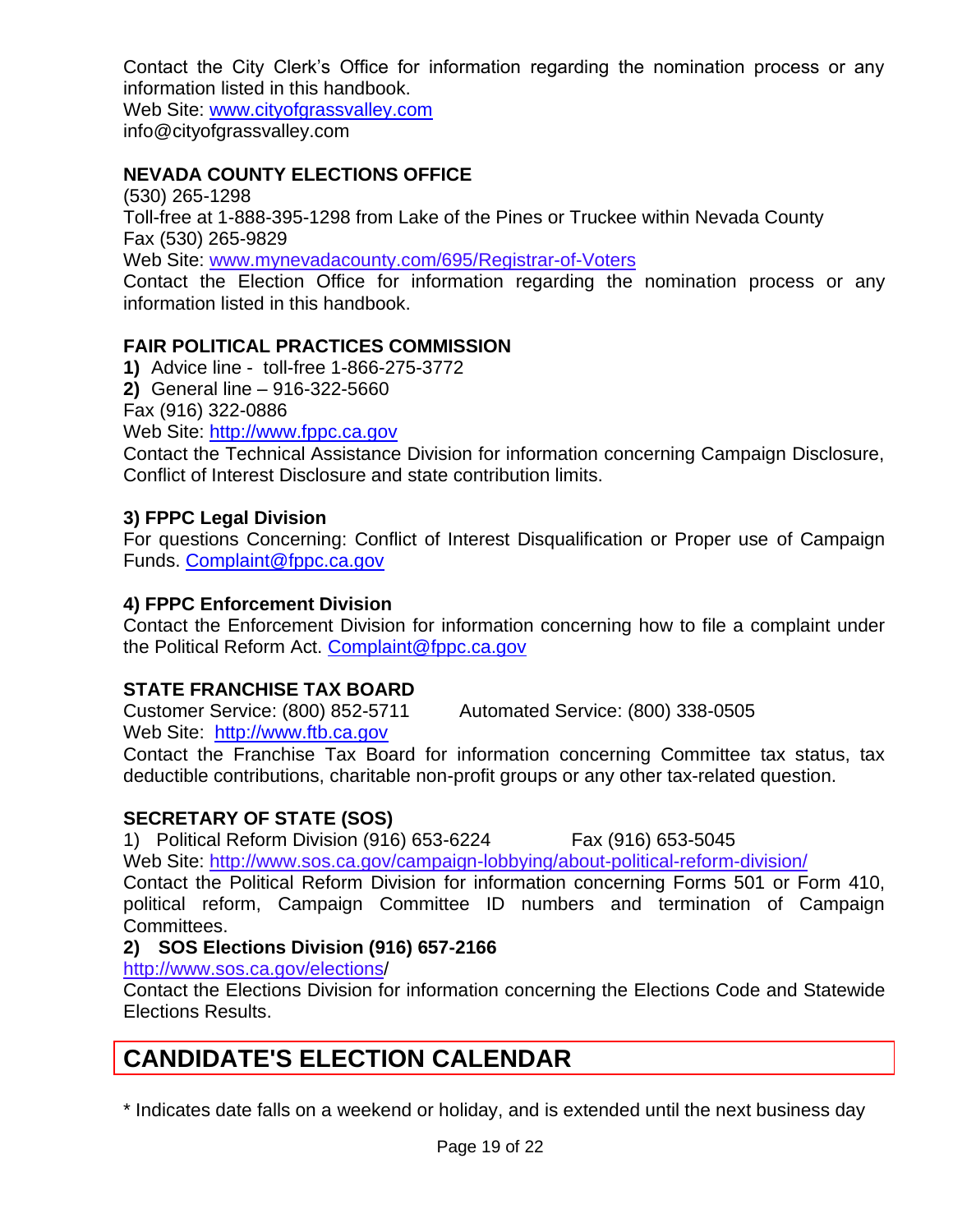Contact the City Clerk's Office for information regarding the nomination process or any information listed in this handbook.
Web Site: [www.cityofgrassvalley.com](http://www.cityofgrassvalley.com)
info@cityofgrassvalley.com

**NEVADA COUNTY ELECTIONS OFFICE**
(530) 265-1298
Toll-free at 1-888-395-1298 from Lake of the Pines or Truckee within Nevada County
Fax (530) 265-9829
Web Site: [www.mynevadacounty.com/695/Registrar-of-Voters](http://www.mynevadacounty.com/695/Registrar-of-Voters)
Contact the Election Office for information regarding the nomination process or any information listed in this handbook.

**FAIR POLITICAL PRACTICES COMMISSION**
**1)** Advice line - toll-free 1-866-275-3772
**2)** General line – 916-322-5660
Fax (916) 322-0886
Web Site: [http://www.fppc.ca.gov](http://www.fppc.ca.gov)
Contact the Technical Assistance Division for information concerning Campaign Disclosure, Conflict of Interest Disclosure and state contribution limits.

**3) FPPC Legal Division**
For questions Concerning: Conflict of Interest Disqualification or Proper use of Campaign Funds. [Complaint@fppc.ca.gov](mailto:Complaint@fppc.ca.gov)

**4) FPPC Enforcement Division**
Contact the Enforcement Division for information concerning how to file a complaint under the Political Reform Act. [Complaint@fppc.ca.gov](mailto:Complaint@fppc.ca.gov)

**STATE FRANCHISE TAX BOARD**
Customer Service: (800) 852-5711 Automated Service: (800) 338-0505
Web Site: [http://www.ftb.ca.gov](http://www.ftb.ca.gov)
Contact the Franchise Tax Board for information concerning Committee tax status, tax deductible contributions, charitable non-profit groups or any other tax-related question.

**SECRETARY OF STATE (SOS)**
1) Political Reform Division (916) 653-6224 Fax (916) 653-5045
Web Site: [http://www.sos.ca.gov/campaign-lobbying/about-political-reform-division/](http://www.sos.ca.gov/campaign-lobbying/about-political-reform-division/)
Contact the Political Reform Division for information concerning Forms 501 or Form 410, political reform, Campaign Committee ID numbers and termination of Campaign Committees.

**2) SOS Elections Division (916) 657-2166**
[http://www.sos.ca.gov/elections/](http://www.sos.ca.gov/elections/)
Contact the Elections Division for information concerning the Elections Code and Statewide Elections Results.

## CANDIDATE'S ELECTION CALENDAR

* Indicates date falls on a weekend or holiday, and is extended until the next business day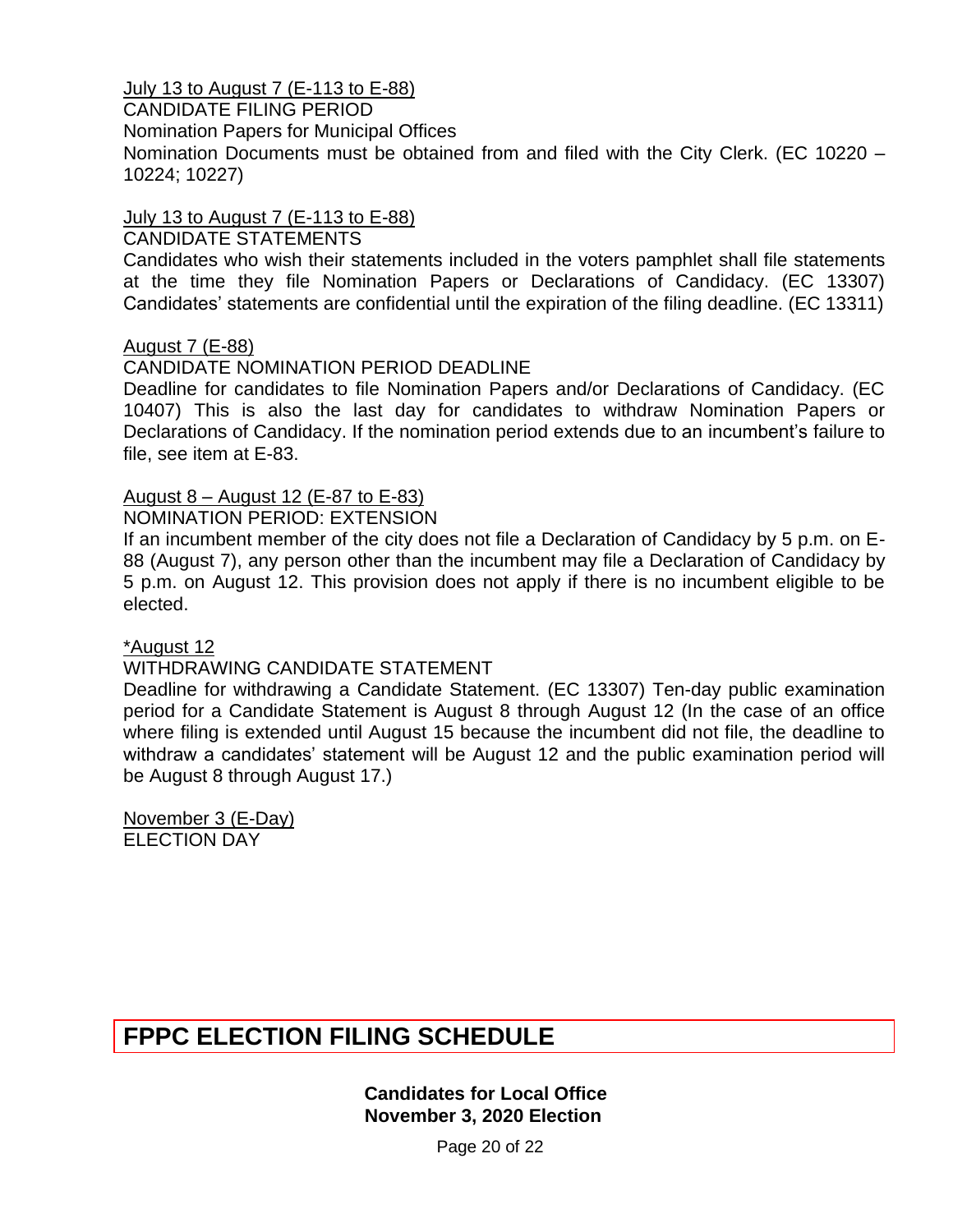July 13 to August 7 (E-113 to E-88)
CANDIDATE FILING PERIOD
Nomination Papers for Municipal Offices
Nomination Documents must be obtained from and filed with the City Clerk. (EC 10220 – 10224; 10227)

July 13 to August 7 (E-113 to E-88)
CANDIDATE STATEMENTS
Candidates who wish their statements included in the voters pamphlet shall file statements at the time they file Nomination Papers or Declarations of Candidacy. (EC 13307) Candidates' statements are confidential until the expiration of the filing deadline. (EC 13311)

August 7 (E-88)
CANDIDATE NOMINATION PERIOD DEADLINE
Deadline for candidates to file Nomination Papers and/or Declarations of Candidacy. (EC 10407) This is also the last day for candidates to withdraw Nomination Papers or Declarations of Candidacy. If the nomination period extends due to an incumbent's failure to file, see item at E-83.

August 8 – August 12 (E-87 to E-83)
NOMINATION PERIOD: EXTENSION
If an incumbent member of the city does not file a Declaration of Candidacy by 5 p.m. on E-88 (August 7), any person other than the incumbent may file a Declaration of Candidacy by 5 p.m. on August 12. This provision does not apply if there is no incumbent eligible to be elected.

*August 12
WITHDRAWING CANDIDATE STATEMENT
Deadline for withdrawing a Candidate Statement. (EC 13307) Ten-day public examination period for a Candidate Statement is August 8 through August 12 (In the case of an office where filing is extended until August 15 because the incumbent did not file, the deadline to withdraw a candidates' statement will be August 12 and the public examination period will be August 8 through August 17.)

November 3 (E-Day)
ELECTION DAY

## FPPC ELECTION FILING SCHEDULE

**Candidates for Local Office**
**November 3, 2020 Election**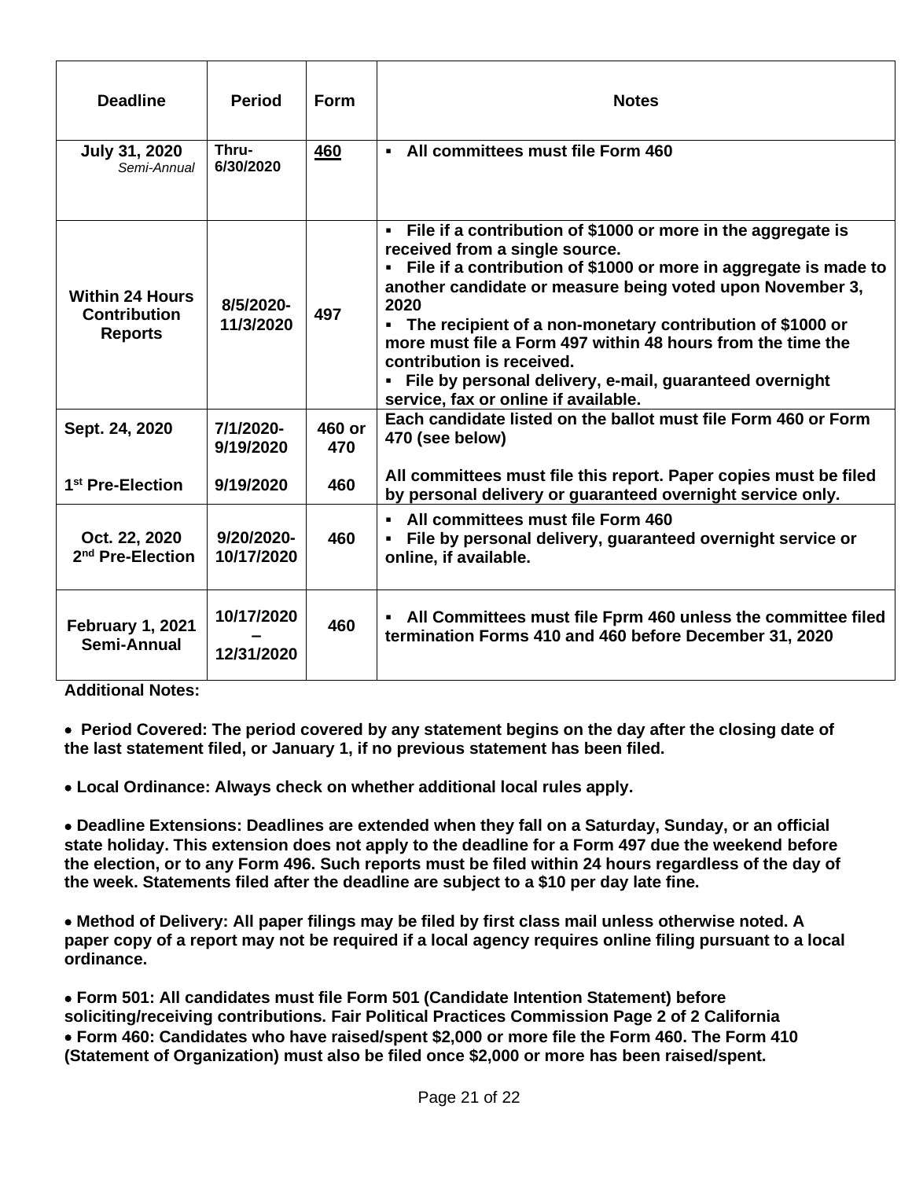| Deadline | Period | Form | Notes |
|---|---|---|---|
| **July 31, 2020** *Semi-Annual* | **Thru-6/30/2020** | **460** | ▪ **All committees must file Form 460** |
| **Within 24 Hours Contribution Reports** | **8/5/2020-11/3/2020** | **497** | ▪ **File if a contribution of \$1000 or more in the aggregate is received from a single source.** ▪ **File if a contribution of \$1000 or more in aggregate is made to another candidate or measure being voted upon November 3, 2020** ▪ **The recipient of a non-monetary contribution of \$1000 or more must file a Form 497 within 48 hours from the time the contribution is received.** ▪ **File by personal delivery, e-mail, guaranteed overnight service, fax or online if available.** |
| **Sept. 24, 2020** | **7/1/2020-9/19/2020** | **460 or 470** | **Each candidate listed on the ballot must file Form 460 or Form 470 (see below)** |
| **1st Pre-Election** | **9/19/2020** | **460** | **All committees must file this report. Paper copies must be filed by personal delivery or guaranteed overnight service only.** |
| **Oct. 22, 2020 2nd Pre-Election** | **9/20/2020-10/17/2020** | **460** | ▪ **All committees must file Form 460** ▪ **File by personal delivery, guaranteed overnight service or online, if available.** |
| **February 1, 2021 Semi-Annual** | **10/17/2020 – 12/31/2020** | **460** | ▪ **All Committees must file Fprm 460 unless the committee filed termination Forms 410 and 460 before December 31, 2020** |

**Additional Notes:**

- **Period Covered: The period covered by any statement begins on the day after the closing date of the last statement filed, or January 1, if no previous statement has been filed.**

- **Local Ordinance: Always check on whether additional local rules apply.**

- **Deadline Extensions: Deadlines are extended when they fall on a Saturday, Sunday, or an official state holiday. This extension does not apply to the deadline for a Form 497 due the weekend before the election, or to any Form 496. Such reports must be filed within 24 hours regardless of the day of the week. Statements filed after the deadline are subject to a \$10 per day late fine.**

- **Method of Delivery: All paper filings may be filed by first class mail unless otherwise noted. A paper copy of a report may not be required if a local agency requires online filing pursuant to a local ordinance.**

- **Form 501: All candidates must file Form 501 (Candidate Intention Statement) before soliciting/receiving contributions. Fair Political Practices Commission Page 2 of 2 California**
- **Form 460: Candidates who have raised/spent \$2,000 or more file the Form 460. The Form 410 (Statement of Organization) must also be filed once \$2,000 or more has been raised/spent.**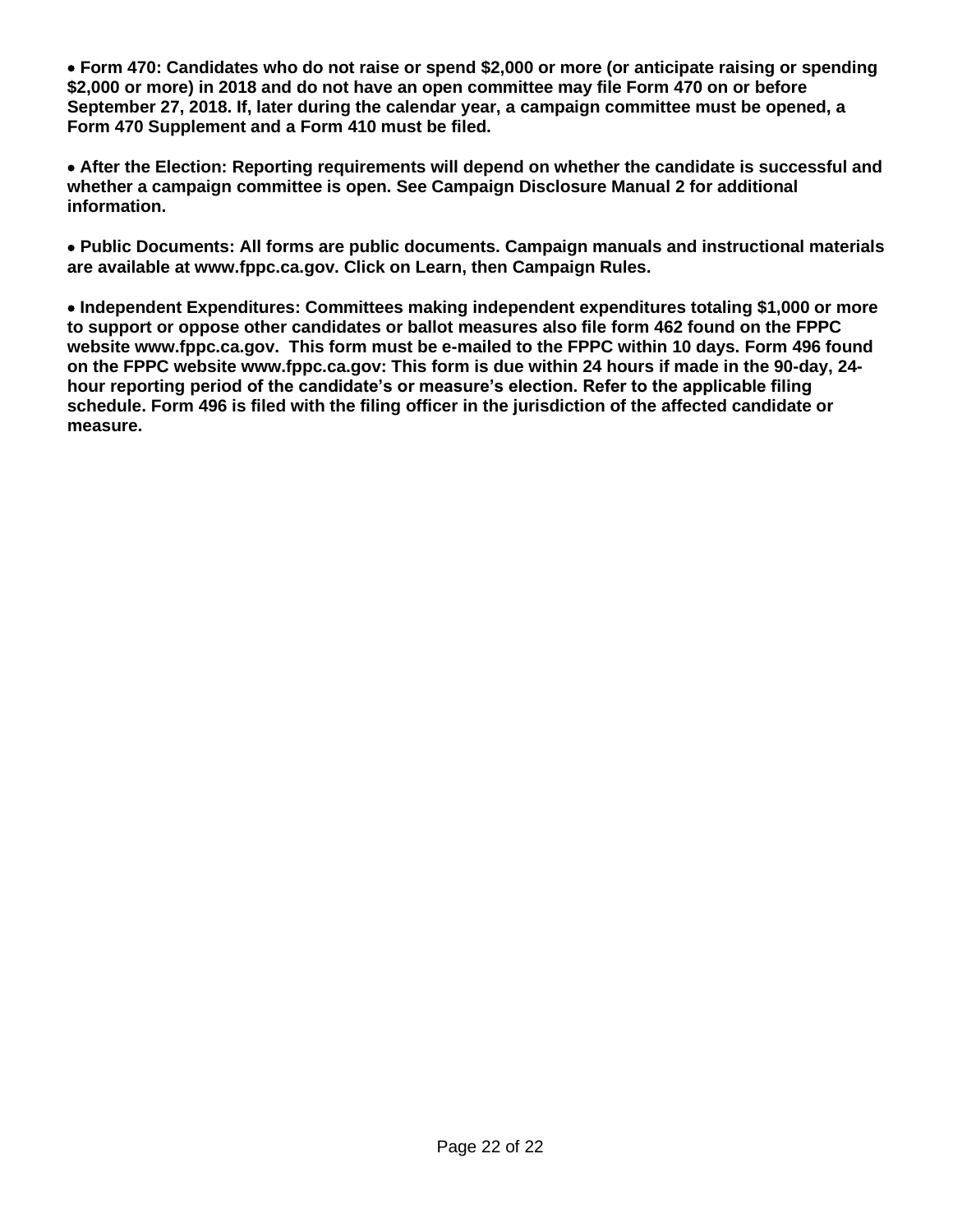- **Form 470: Candidates who do not raise or spend $2,000 or more (or anticipate raising or spending $2,000 or more) in 2018 and do not have an open committee may file Form 470 on or before September 27, 2018. If, later during the calendar year, a campaign committee must be opened, a Form 470 Supplement and a Form 410 must be filed.**

- **After the Election: Reporting requirements will depend on whether the candidate is successful and whether a campaign committee is open. See Campaign Disclosure Manual 2 for additional information.**

- **Public Documents: All forms are public documents. Campaign manuals and instructional materials are available at www.fppc.ca.gov. Click on Learn, then Campaign Rules.**

- **Independent Expenditures: Committees making independent expenditures totaling $1,000 or more to support or oppose other candidates or ballot measures also file form 462 found on the FPPC website www.fppc.ca.gov. This form must be e-mailed to the FPPC within 10 days. Form 496 found on the FPPC website www.fppc.ca.gov: This form is due within 24 hours if made in the 90-day, 24-hour reporting period of the candidate's or measure's election. Refer to the applicable filing schedule. Form 496 is filed with the filing officer in the jurisdiction of the affected candidate or measure.**